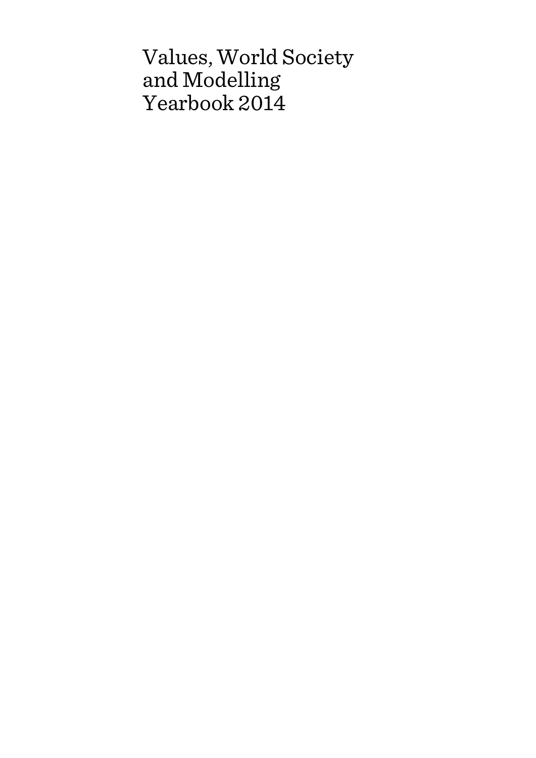# Values, World Society and Modelling Yearbook 2014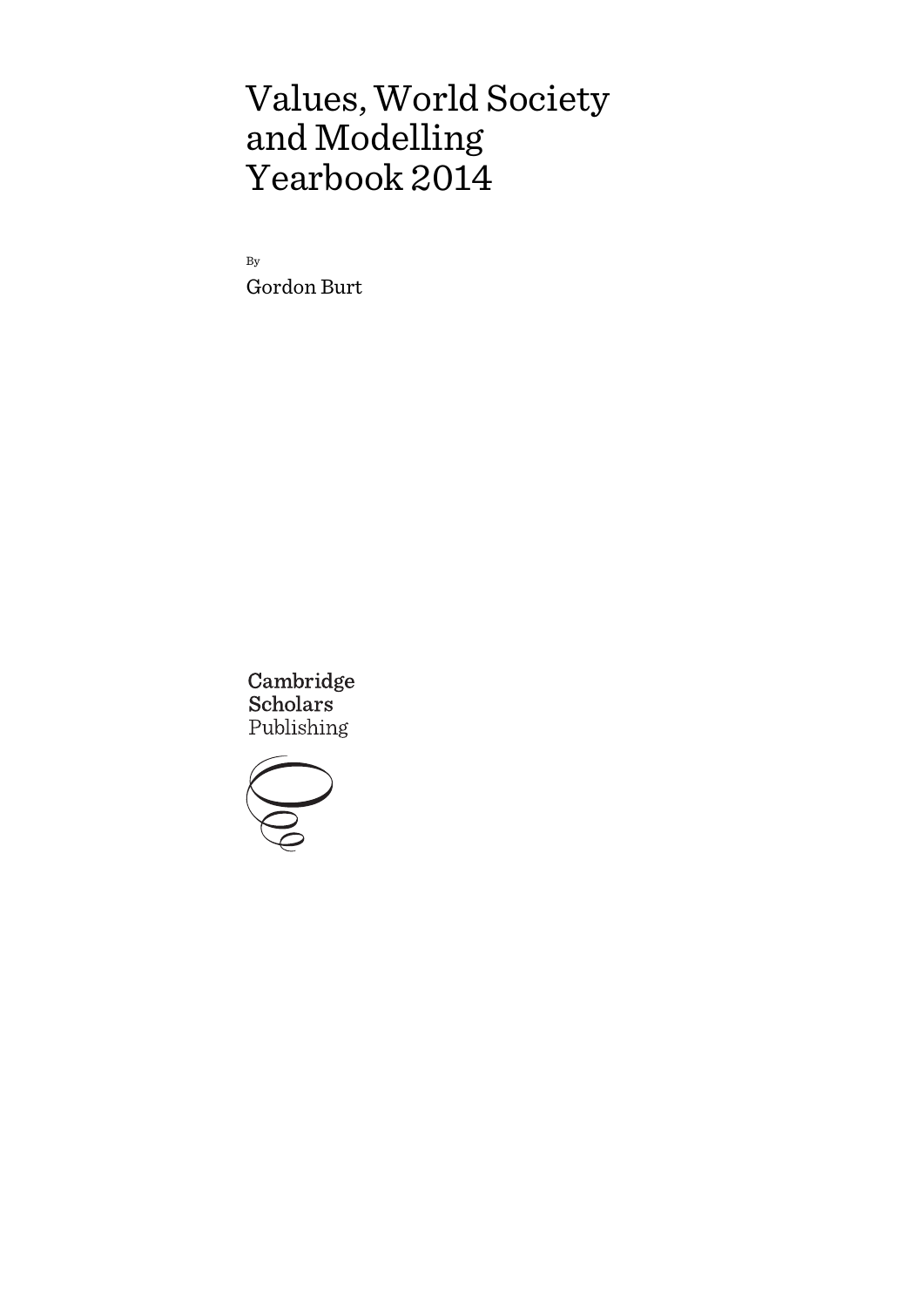# Values, World Society and Modelling Yearbook 2014

By

Gordon Burt

Cambridge Scholars Publishing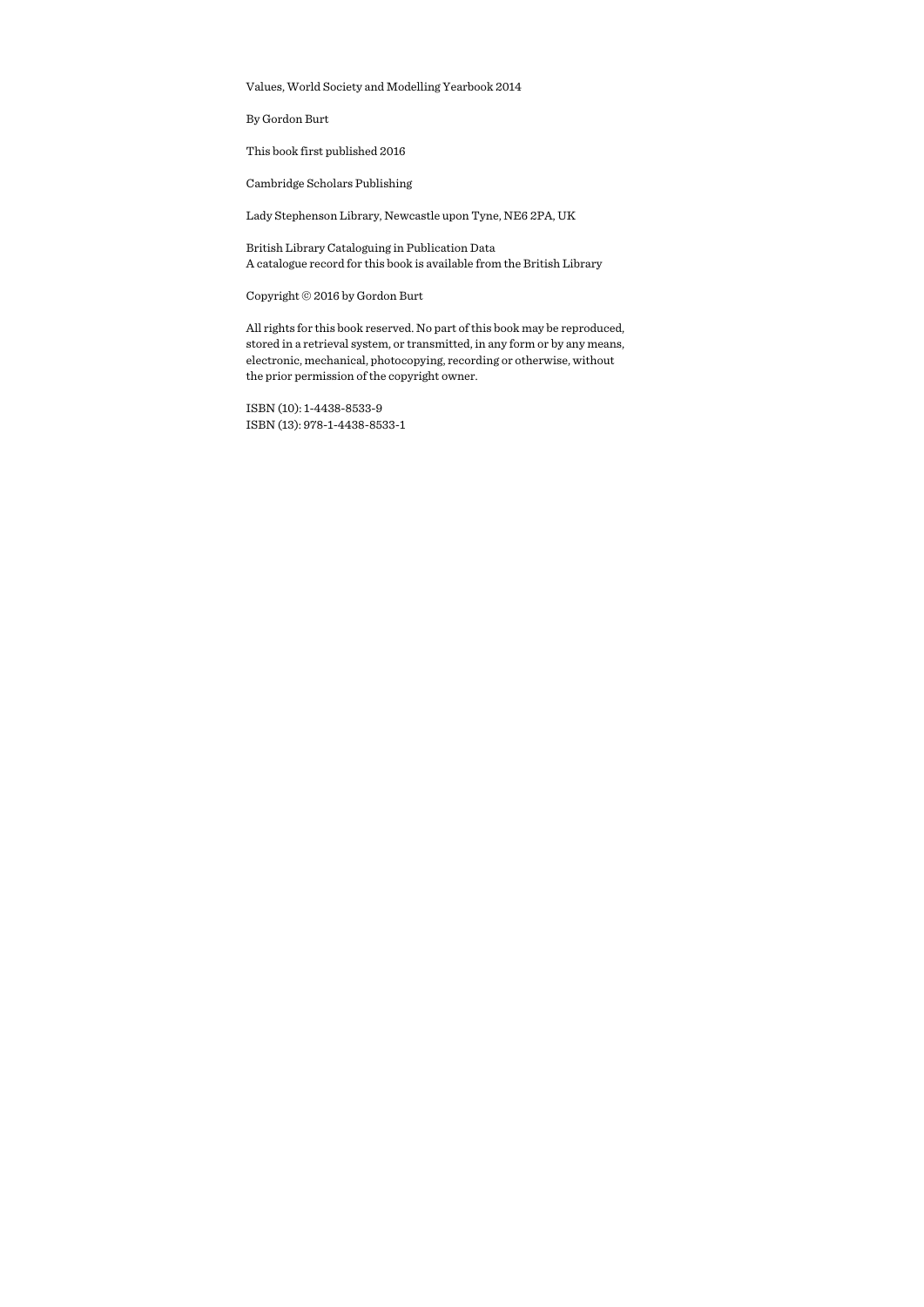Values, World Society and Modelling Yearbook 2014

By Gordon Burt

This book first published 2016

Cambridge Scholars Publishing

Lady Stephenson Library, Newcastle upon Tyne, NE6 2PA, UK

British Library Cataloguing in Publication Data
A catalogue record for this book is available from the British Library

Copyright © 2016 by Gordon Burt

All rights for this book reserved. No part of this book may be reproduced, stored in a retrieval system, or transmitted, in any form or by any means, electronic, mechanical, photocopying, recording or otherwise, without the prior permission of the copyright owner.

ISBN (10): 1-4438-8533-9
ISBN (13): 978-1-4438-8533-1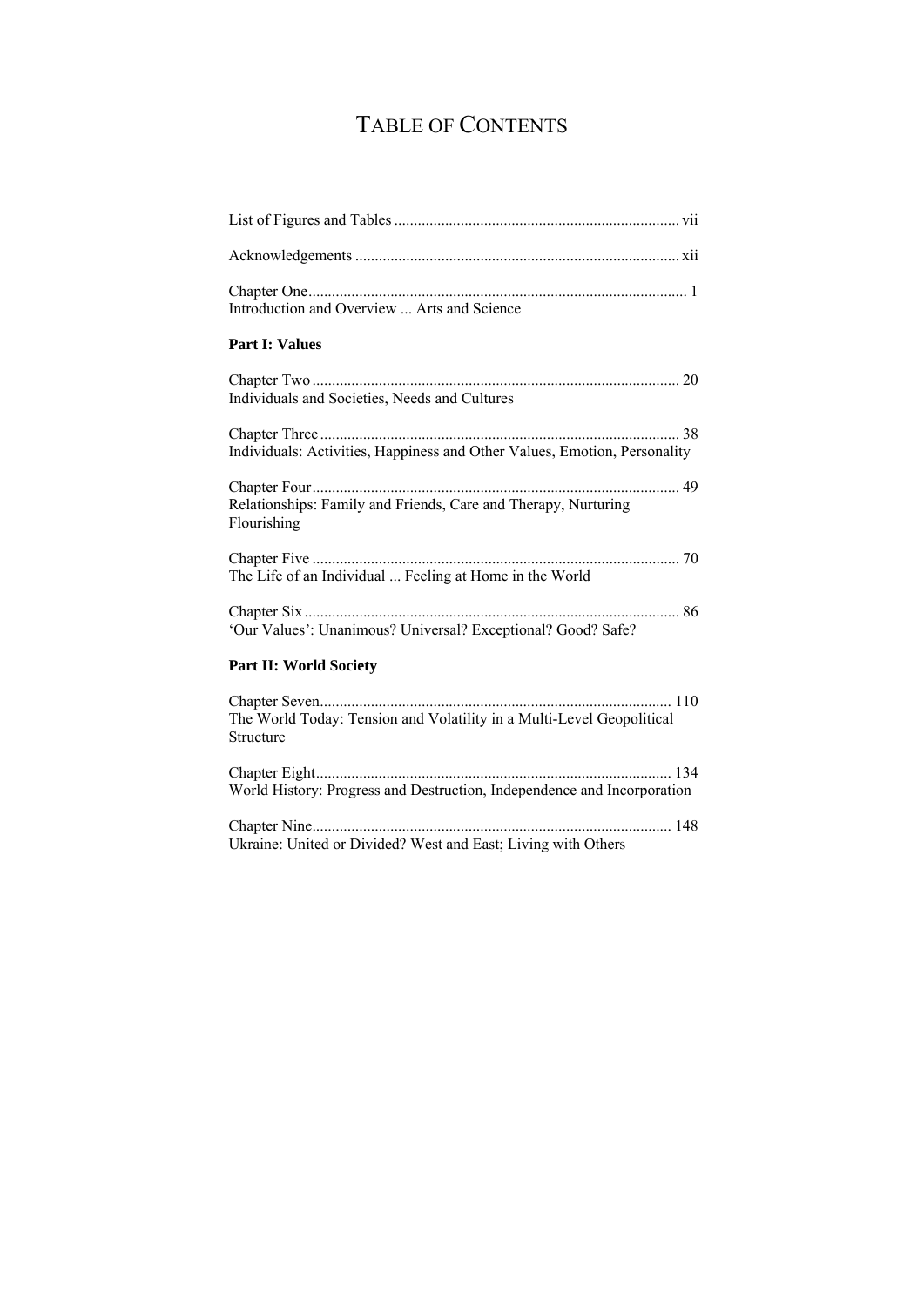# TABLE OF CONTENTS

List of Figures and Tables ........................................................................ vii

Acknowledgements .................................................................................. xii

Chapter One................................................................................................ 1
Introduction and Overview ... Arts and Science

**Part I: Values**

Chapter Two ............................................................................................. 20
Individuals and Societies, Needs and Cultures

Chapter Three ........................................................................................... 38
Individuals: Activities, Happiness and Other Values, Emotion, Personality

Chapter Four............................................................................................. 49
Relationships: Family and Friends, Care and Therapy, Nurturing Flourishing

Chapter Five ............................................................................................. 70
The Life of an Individual ... Feeling at Home in the World

Chapter Six ............................................................................................... 86
'Our Values': Unanimous? Universal? Exceptional? Good? Safe?

**Part II: World Society**

Chapter Seven......................................................................................... 110
The World Today: Tension and Volatility in a Multi-Level Geopolitical Structure

Chapter Eight.......................................................................................... 134
World History: Progress and Destruction, Independence and Incorporation

Chapter Nine........................................................................................... 148
Ukraine: United or Divided? West and East; Living with Others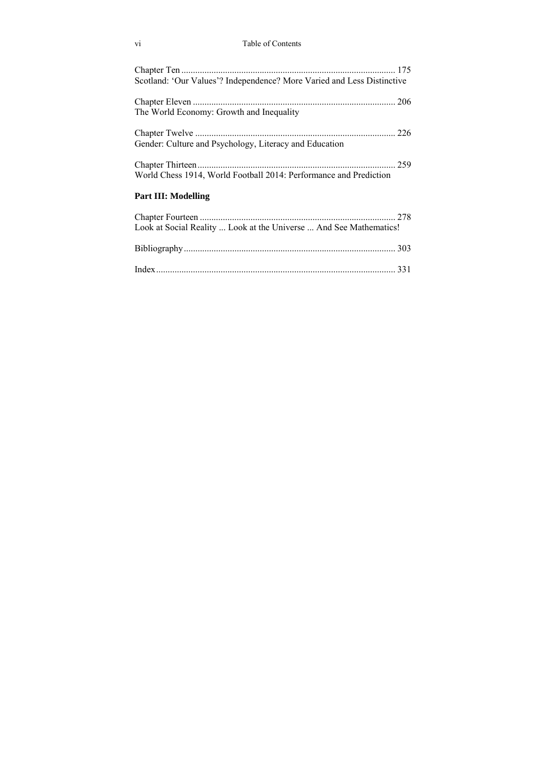Chapter Ten ............................................................................................ 175
Scotland: 'Our Values'? Independence? More Varied and Less Distinctive

Chapter Eleven ....................................................................................... 206
The World Economy: Growth and Inequality

Chapter Twelve ...................................................................................... 226
Gender: Culture and Psychology, Literacy and Education

Chapter Thirteen..................................................................................... 259
World Chess 1914, World Football 2014: Performance and Prediction

**Part III: Modelling**

Chapter Fourteen .................................................................................... 278
Look at Social Reality ... Look at the Universe ... And See Mathematics!

Bibliography........................................................................................... 303

Index....................................................................................................... 331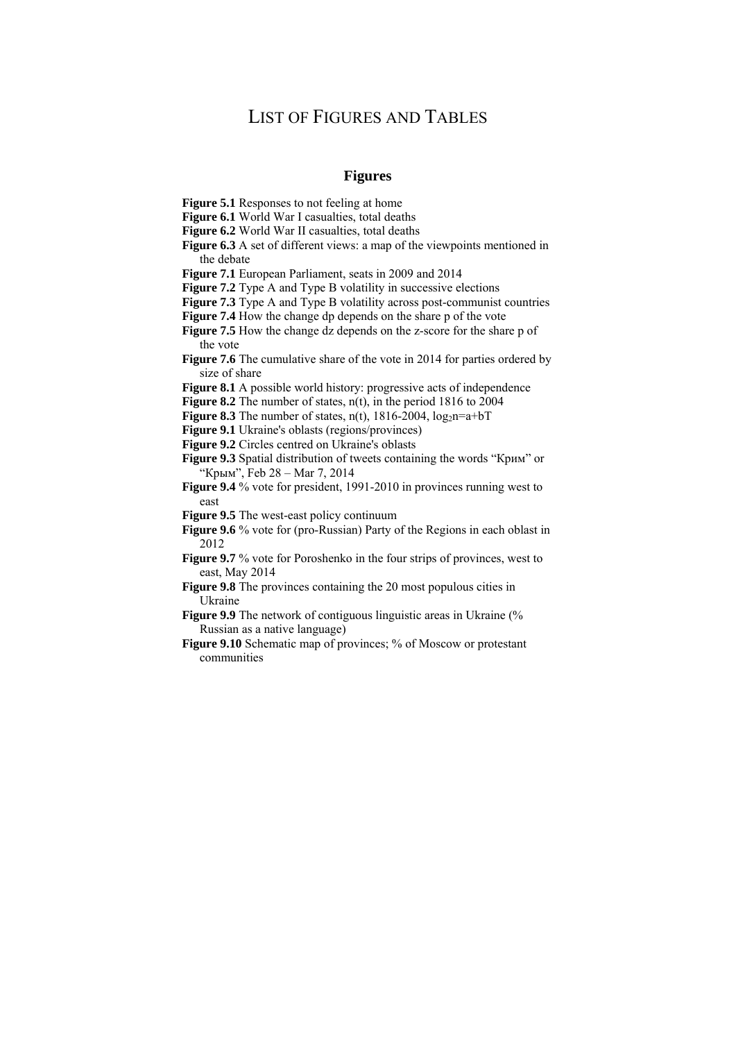# List of Figures and Tables

## Figures

**Figure 5.1** Responses to not feeling at home
**Figure 6.1** World War I casualties, total deaths
**Figure 6.2** World War II casualties, total deaths
**Figure 6.3** A set of different views: a map of the viewpoints mentioned in the debate
**Figure 7.1** European Parliament, seats in 2009 and 2014
**Figure 7.2** Type A and Type B volatility in successive elections
**Figure 7.3** Type A and Type B volatility across post-communist countries
**Figure 7.4** How the change dp depends on the share p of the vote
**Figure 7.5** How the change dz depends on the z-score for the share p of the vote
**Figure 7.6** The cumulative share of the vote in 2014 for parties ordered by size of share
**Figure 8.1** A possible world history: progressive acts of independence
**Figure 8.2** The number of states, n(t), in the period 1816 to 2004
**Figure 8.3** The number of states, n(t), 1816-2004, $\log_2 n=a+bT$
**Figure 9.1** Ukraine's oblasts (regions/provinces)
**Figure 9.2** Circles centred on Ukraine's oblasts
**Figure 9.3** Spatial distribution of tweets containing the words "Крим" or "Крым", Feb 28 – Mar 7, 2014
**Figure 9.4** % vote for president, 1991-2010 in provinces running west to east
**Figure 9.5** The west-east policy continuum
**Figure 9.6** % vote for (pro-Russian) Party of the Regions in each oblast in 2012
**Figure 9.7** % vote for Poroshenko in the four strips of provinces, west to east, May 2014
**Figure 9.8** The provinces containing the 20 most populous cities in Ukraine
**Figure 9.9** The network of contiguous linguistic areas in Ukraine (% Russian as a native language)
**Figure 9.10** Schematic map of provinces; % of Moscow or protestant communities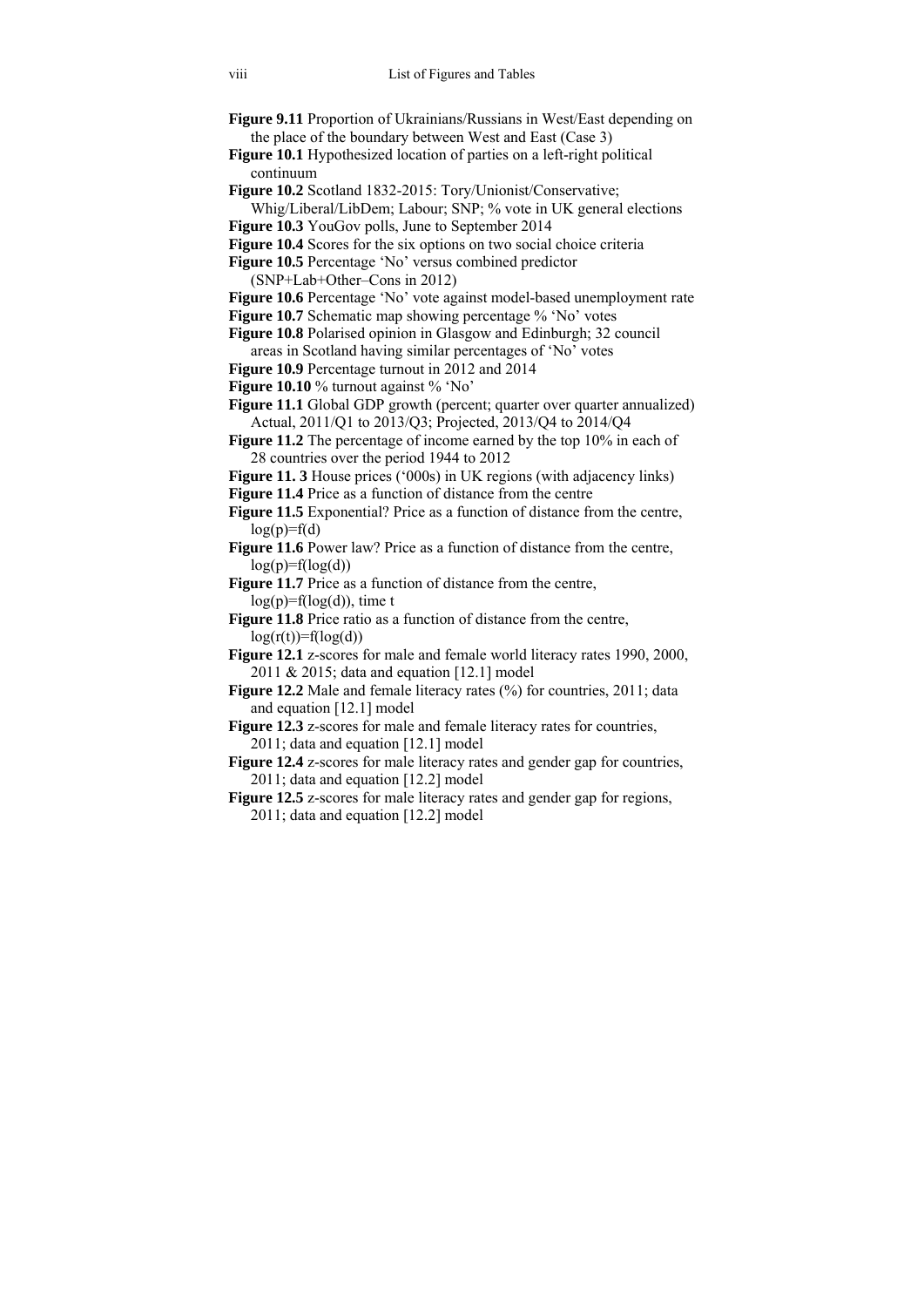**Figure 9.11** Proportion of Ukrainians/Russians in West/East depending on the place of the boundary between West and East (Case 3)

**Figure 10.1** Hypothesized location of parties on a left-right political continuum

**Figure 10.2** Scotland 1832-2015: Tory/Unionist/Conservative; Whig/Liberal/LibDem; Labour; SNP; % vote in UK general elections

**Figure 10.3** YouGov polls, June to September 2014

**Figure 10.4** Scores for the six options on two social choice criteria

**Figure 10.5** Percentage 'No' versus combined predictor (SNP+Lab+Other–Cons in 2012)

**Figure 10.6** Percentage 'No' vote against model-based unemployment rate

**Figure 10.7** Schematic map showing percentage % 'No' votes

**Figure 10.8** Polarised opinion in Glasgow and Edinburgh; 32 council areas in Scotland having similar percentages of 'No' votes

**Figure 10.9** Percentage turnout in 2012 and 2014

**Figure 10.10** % turnout against % 'No'

**Figure 11.1** Global GDP growth (percent; quarter over quarter annualized) Actual, 2011/Q1 to 2013/Q3; Projected, 2013/Q4 to 2014/Q4

**Figure 11.2** The percentage of income earned by the top 10% in each of 28 countries over the period 1944 to 2012

**Figure 11. 3** House prices ('000s) in UK regions (with adjacency links)

**Figure 11.4** Price as a function of distance from the centre

**Figure 11.5** Exponential? Price as a function of distance from the centre, $\log(p)=f(d)$

**Figure 11.6** Power law? Price as a function of distance from the centre, $\log(p)=f(\log(d))$

**Figure 11.7** Price as a function of distance from the centre, $\log(p)=f(\log(d))$, time t

**Figure 11.8** Price ratio as a function of distance from the centre, $\log(r(t))=f(\log(d))$

**Figure 12.1** z-scores for male and female world literacy rates 1990, 2000, 2011 & 2015; data and equation [12.1] model

**Figure 12.2** Male and female literacy rates (%) for countries, 2011; data and equation [12.1] model

**Figure 12.3** z-scores for male and female literacy rates for countries, 2011; data and equation [12.1] model

**Figure 12.4** z-scores for male literacy rates and gender gap for countries, 2011; data and equation [12.2] model

**Figure 12.5** z-scores for male literacy rates and gender gap for regions, 2011; data and equation [12.2] model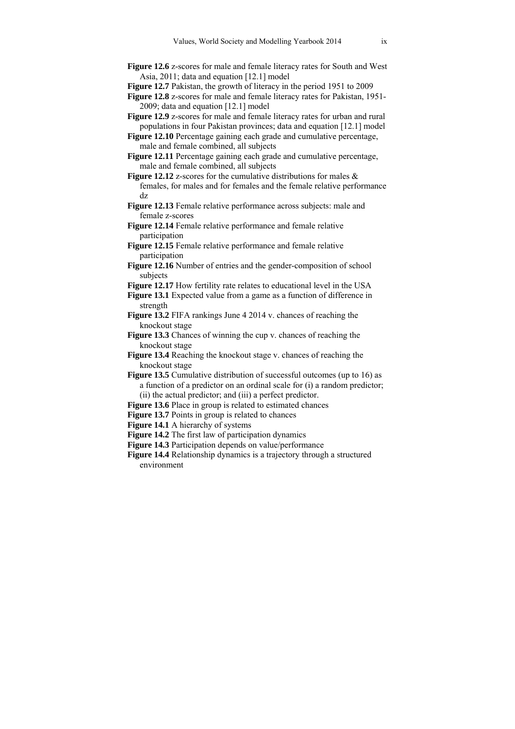**Figure 12.6** z-scores for male and female literacy rates for South and West Asia, 2011; data and equation [12.1] model

**Figure 12.7** Pakistan, the growth of literacy in the period 1951 to 2009

**Figure 12.8** z-scores for male and female literacy rates for Pakistan, 1951-2009; data and equation [12.1] model

**Figure 12.9** z-scores for male and female literacy rates for urban and rural populations in four Pakistan provinces; data and equation [12.1] model

**Figure 12.10** Percentage gaining each grade and cumulative percentage, male and female combined, all subjects

**Figure 12.11** Percentage gaining each grade and cumulative percentage, male and female combined, all subjects

**Figure 12.12** z-scores for the cumulative distributions for males & females, for males and for females and the female relative performance dz

**Figure 12.13** Female relative performance across subjects: male and female z-scores

**Figure 12.14** Female relative performance and female relative participation

**Figure 12.15** Female relative performance and female relative participation

**Figure 12.16** Number of entries and the gender-composition of school subjects

**Figure 12.17** How fertility rate relates to educational level in the USA

**Figure 13.1** Expected value from a game as a function of difference in strength

**Figure 13.2** FIFA rankings June 4 2014 v. chances of reaching the knockout stage

**Figure 13.3** Chances of winning the cup v. chances of reaching the knockout stage

**Figure 13.4** Reaching the knockout stage v. chances of reaching the knockout stage

**Figure 13.5** Cumulative distribution of successful outcomes (up to 16) as a function of a predictor on an ordinal scale for (i) a random predictor; (ii) the actual predictor; and (iii) a perfect predictor.

**Figure 13.6** Place in group is related to estimated chances

**Figure 13.7** Points in group is related to chances

**Figure 14.1** A hierarchy of systems

**Figure 14.2** The first law of participation dynamics

**Figure 14.3** Participation depends on value/performance

**Figure 14.4** Relationship dynamics is a trajectory through a structured environment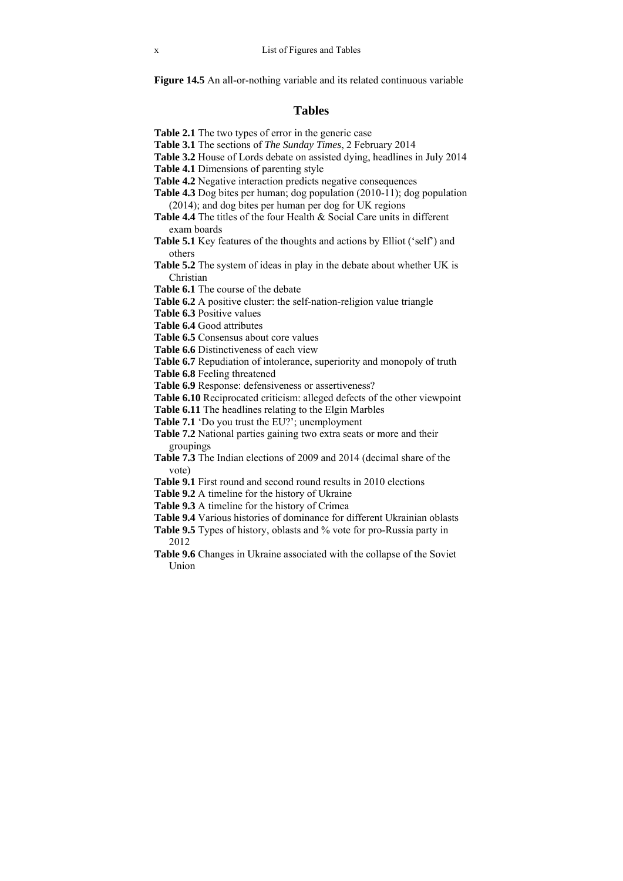**Figure 14.5** An all-or-nothing variable and its related continuous variable

## Tables

**Table 2.1** The two types of error in the generic case
**Table 3.1** The sections of *The Sunday Times*, 2 February 2014
**Table 3.2** House of Lords debate on assisted dying, headlines in July 2014
**Table 4.1** Dimensions of parenting style
**Table 4.2** Negative interaction predicts negative consequences
**Table 4.3** Dog bites per human; dog population (2010-11); dog population (2014); and dog bites per human per dog for UK regions
**Table 4.4** The titles of the four Health & Social Care units in different exam boards
**Table 5.1** Key features of the thoughts and actions by Elliot ('self') and others
**Table 5.2** The system of ideas in play in the debate about whether UK is Christian
**Table 6.1** The course of the debate
**Table 6.2** A positive cluster: the self-nation-religion value triangle
**Table 6.3** Positive values
**Table 6.4** Good attributes
**Table 6.5** Consensus about core values
**Table 6.6** Distinctiveness of each view
**Table 6.7** Repudiation of intolerance, superiority and monopoly of truth
**Table 6.8** Feeling threatened
**Table 6.9** Response: defensiveness or assertiveness?
**Table 6.10** Reciprocated criticism: alleged defects of the other viewpoint
**Table 6.11** The headlines relating to the Elgin Marbles
**Table 7.1** 'Do you trust the EU?'; unemployment
**Table 7.2** National parties gaining two extra seats or more and their groupings
**Table 7.3** The Indian elections of 2009 and 2014 (decimal share of the vote)
**Table 9.1** First round and second round results in 2010 elections
**Table 9.2** A timeline for the history of Ukraine
**Table 9.3** A timeline for the history of Crimea
**Table 9.4** Various histories of dominance for different Ukrainian oblasts
**Table 9.5** Types of history, oblasts and % vote for pro-Russia party in 2012
**Table 9.6** Changes in Ukraine associated with the collapse of the Soviet Union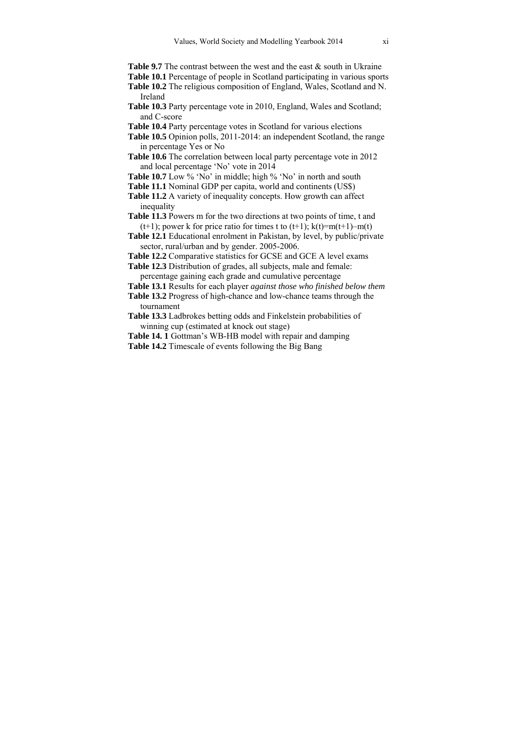**Table 9.7** The contrast between the west and the east & south in Ukraine

**Table 10.1** Percentage of people in Scotland participating in various sports

**Table 10.2** The religious composition of England, Wales, Scotland and N. Ireland

**Table 10.3** Party percentage vote in 2010, England, Wales and Scotland; and C-score

**Table 10.4** Party percentage votes in Scotland for various elections

**Table 10.5** Opinion polls, 2011-2014: an independent Scotland, the range in percentage Yes or No

**Table 10.6** The correlation between local party percentage vote in 2012 and local percentage 'No' vote in 2014

**Table 10.7** Low % 'No' in middle; high % 'No' in north and south

**Table 11.1** Nominal GDP per capita, world and continents (US$)

**Table 11.2** A variety of inequality concepts. How growth can affect inequality

**Table 11.3** Powers m for the two directions at two points of time, t and (t+1); power k for price ratio for times t to (t+1); $k(t)=m(t+1)-m(t)$

**Table 12.1** Educational enrolment in Pakistan, by level, by public/private sector, rural/urban and by gender. 2005-2006.

**Table 12.2** Comparative statistics for GCSE and GCE A level exams

**Table 12.3** Distribution of grades, all subjects, male and female: percentage gaining each grade and cumulative percentage

**Table 13.1** Results for each player *against those who finished below them*

**Table 13.2** Progress of high-chance and low-chance teams through the tournament

**Table 13.3** Ladbrokes betting odds and Finkelstein probabilities of winning cup (estimated at knock out stage)

**Table 14. 1** Gottman's WB-HB model with repair and damping

**Table 14.2** Timescale of events following the Big Bang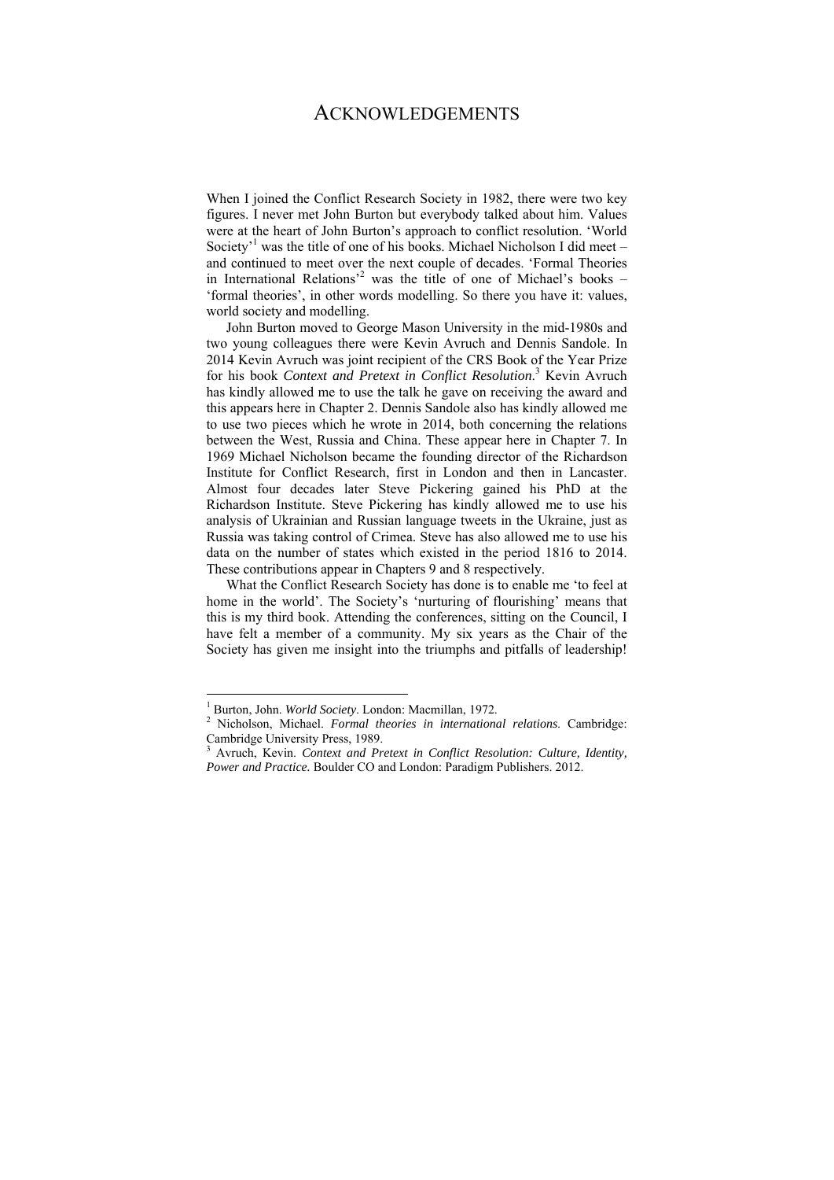# ACKNOWLEDGEMENTS

When I joined the Conflict Research Society in 1982, there were two key figures. I never met John Burton but everybody talked about him. Values were at the heart of John Burton's approach to conflict resolution. 'World Society'[1] was the title of one of his books. Michael Nicholson I did meet – and continued to meet over the next couple of decades. 'Formal Theories in International Relations'[2] was the title of one of Michael's books – 'formal theories', in other words modelling. So there you have it: values, world society and modelling.

John Burton moved to George Mason University in the mid-1980s and two young colleagues there were Kevin Avruch and Dennis Sandole. In 2014 Kevin Avruch was joint recipient of the CRS Book of the Year Prize for his book *Context and Pretext in Conflict Resolution*.[3] Kevin Avruch has kindly allowed me to use the talk he gave on receiving the award and this appears here in Chapter 2. Dennis Sandole also has kindly allowed me to use two pieces which he wrote in 2014, both concerning the relations between the West, Russia and China. These appear here in Chapter 7. In 1969 Michael Nicholson became the founding director of the Richardson Institute for Conflict Research, first in London and then in Lancaster. Almost four decades later Steve Pickering gained his PhD at the Richardson Institute. Steve Pickering has kindly allowed me to use his analysis of Ukrainian and Russian language tweets in the Ukraine, just as Russia was taking control of Crimea. Steve has also allowed me to use his data on the number of states which existed in the period 1816 to 2014. These contributions appear in Chapters 9 and 8 respectively.

What the Conflict Research Society has done is to enable me 'to feel at home in the world'. The Society's 'nurturing of flourishing' means that this is my third book. Attending the conferences, sitting on the Council, I have felt a member of a community. My six years as the Chair of the Society has given me insight into the triumphs and pitfalls of leadership!

---

[1] Burton, John. *World Society*. London: Macmillan, 1972.

[2] Nicholson, Michael. *Formal theories in international relations.* Cambridge: Cambridge University Press, 1989.

[3] Avruch, Kevin. *Context and Pretext in Conflict Resolution: Culture, Identity, Power and Practice.* Boulder CO and London: Paradigm Publishers. 2012.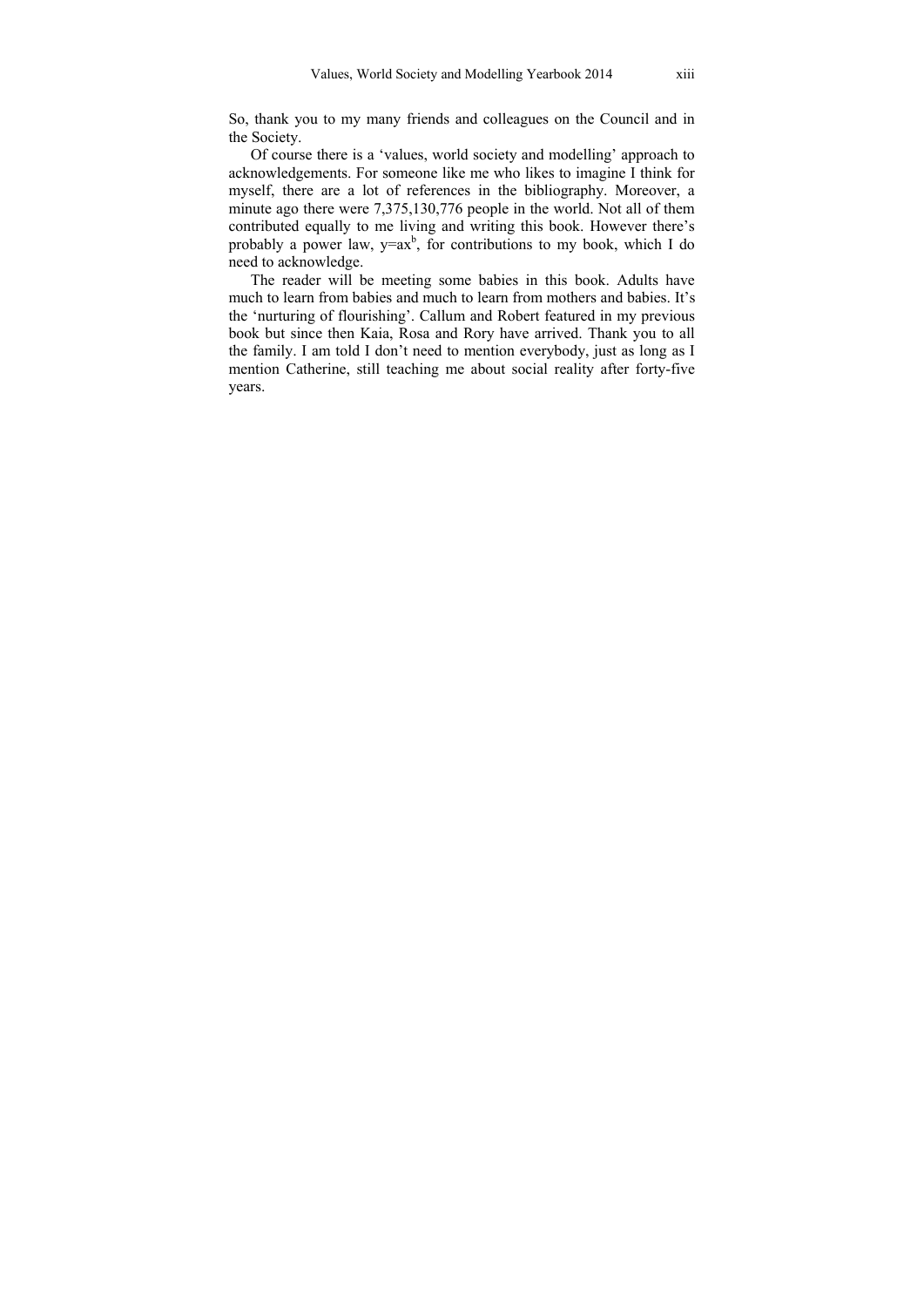So, thank you to my many friends and colleagues on the Council and in the Society.

Of course there is a 'values, world society and modelling' approach to acknowledgements. For someone like me who likes to imagine I think for myself, there are a lot of references in the bibliography. Moreover, a minute ago there were 7,375,130,776 people in the world. Not all of them contributed equally to me living and writing this book. However there's probably a power law, $y=ax^b$, for contributions to my book, which I do need to acknowledge.

The reader will be meeting some babies in this book. Adults have much to learn from babies and much to learn from mothers and babies. It's the 'nurturing of flourishing'. Callum and Robert featured in my previous book but since then Kaia, Rosa and Rory have arrived. Thank you to all the family. I am told I don't need to mention everybody, just as long as I mention Catherine, still teaching me about social reality after forty-five years.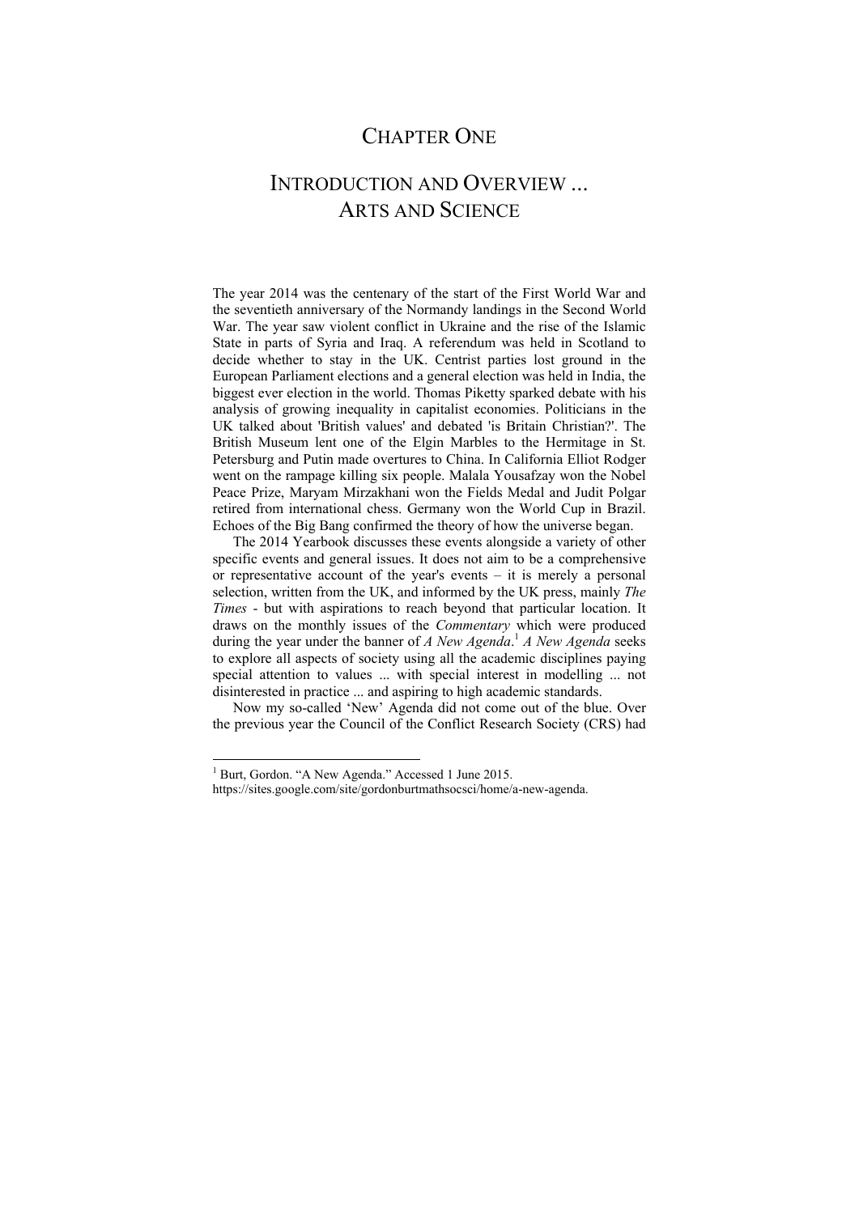# CHAPTER ONE

## INTRODUCTION AND OVERVIEW ... ARTS AND SCIENCE

The year 2014 was the centenary of the start of the First World War and the seventieth anniversary of the Normandy landings in the Second World War. The year saw violent conflict in Ukraine and the rise of the Islamic State in parts of Syria and Iraq. A referendum was held in Scotland to decide whether to stay in the UK. Centrist parties lost ground in the European Parliament elections and a general election was held in India, the biggest ever election in the world. Thomas Piketty sparked debate with his analysis of growing inequality in capitalist economies. Politicians in the UK talked about 'British values' and debated 'is Britain Christian?'. The British Museum lent one of the Elgin Marbles to the Hermitage in St. Petersburg and Putin made overtures to China. In California Elliot Rodger went on the rampage killing six people. Malala Yousafzay won the Nobel Peace Prize, Maryam Mirzakhani won the Fields Medal and Judit Polgar retired from international chess. Germany won the World Cup in Brazil. Echoes of the Big Bang confirmed the theory of how the universe began.

The 2014 Yearbook discusses these events alongside a variety of other specific events and general issues. It does not aim to be a comprehensive or representative account of the year's events – it is merely a personal selection, written from the UK, and informed by the UK press, mainly *The Times* - but with aspirations to reach beyond that particular location. It draws on the monthly issues of the *Commentary* which were produced during the year under the banner of *A New Agenda*.[1] *A New Agenda* seeks to explore all aspects of society using all the academic disciplines paying special attention to values ... with special interest in modelling ... not disinterested in practice ... and aspiring to high academic standards.

Now my so-called 'New' Agenda did not come out of the blue. Over the previous year the Council of the Conflict Research Society (CRS) had

[1] Burt, Gordon. "A New Agenda." Accessed 1 June 2015. https://sites.google.com/site/gordonburtmathsocsci/home/a-new-agenda.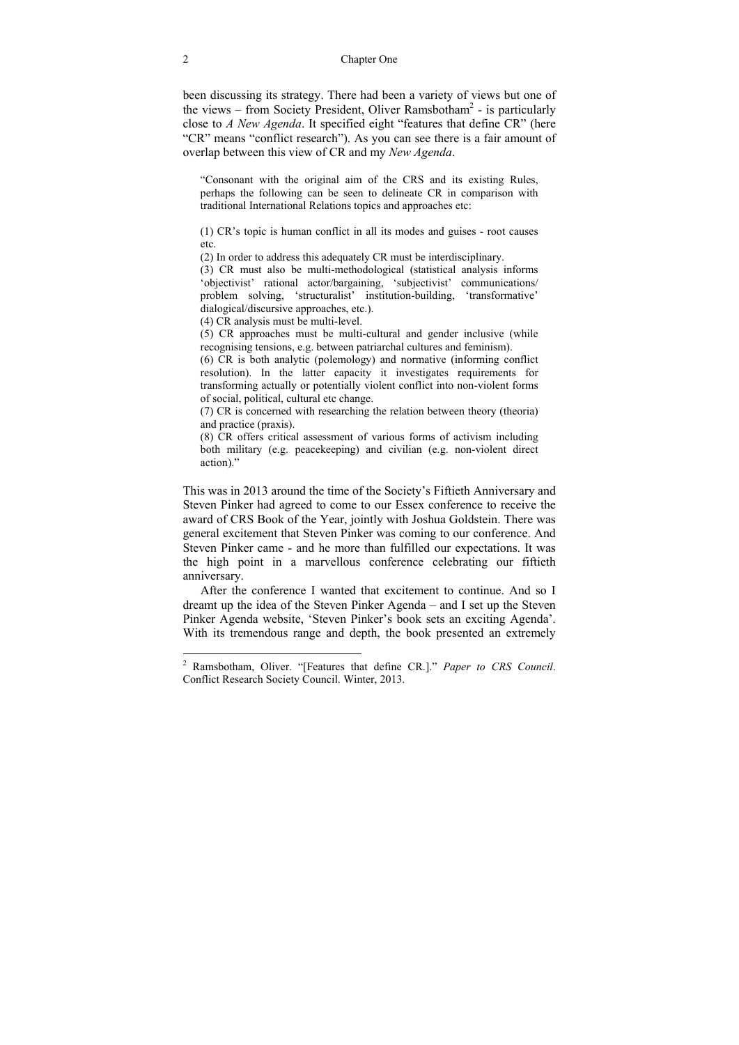been discussing its strategy. There had been a variety of views but one of the views – from Society President, Oliver Ramsbotham[2] - is particularly close to *A New Agenda*. It specified eight "features that define CR" (here "CR" means "conflict research"). As you can see there is a fair amount of overlap between this view of CR and my *New Agenda*.

> "Consonant with the original aim of the CRS and its existing Rules, perhaps the following can be seen to delineate CR in comparison with traditional International Relations topics and approaches etc:
>
> (1) CR's topic is human conflict in all its modes and guises - root causes etc.
> (2) In order to address this adequately CR must be interdisciplinary.
> (3) CR must also be multi-methodological (statistical analysis informs 'objectivist' rational actor/bargaining, 'subjectivist' communications/ problem solving, 'structuralist' institution-building, 'transformative' dialogical/discursive approaches, etc.).
> (4) CR analysis must be multi-level.
> (5) CR approaches must be multi-cultural and gender inclusive (while recognising tensions, e.g. between patriarchal cultures and feminism).
> (6) CR is both analytic (polemology) and normative (informing conflict resolution). In the latter capacity it investigates requirements for transforming actually or potentially violent conflict into non-violent forms of social, political, cultural etc change.
> (7) CR is concerned with researching the relation between theory (theoria) and practice (praxis).
> (8) CR offers critical assessment of various forms of activism including both military (e.g. peacekeeping) and civilian (e.g. non-violent direct action)."

This was in 2013 around the time of the Society's Fiftieth Anniversary and Steven Pinker had agreed to come to our Essex conference to receive the award of CRS Book of the Year, jointly with Joshua Goldstein. There was general excitement that Steven Pinker was coming to our conference. And Steven Pinker came - and he more than fulfilled our expectations. It was the high point in a marvellous conference celebrating our fiftieth anniversary.

After the conference I wanted that excitement to continue. And so I dreamt up the idea of the Steven Pinker Agenda – and I set up the Steven Pinker Agenda website, 'Steven Pinker's book sets an exciting Agenda'. With its tremendous range and depth, the book presented an extremely

---

[2] Ramsbotham, Oliver. "[Features that define CR.]." *Paper to CRS Council*. Conflict Research Society Council. Winter, 2013.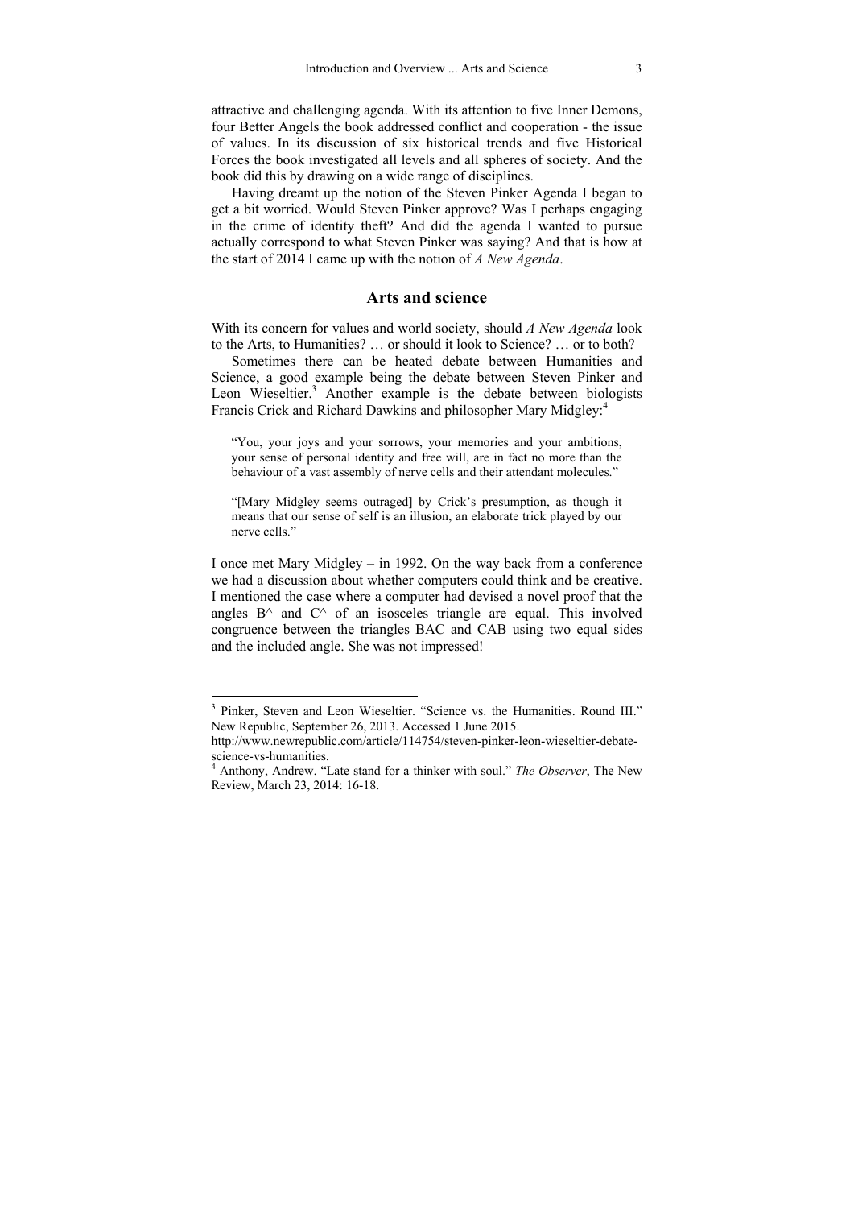attractive and challenging agenda. With its attention to five Inner Demons, four Better Angels the book addressed conflict and cooperation - the issue of values. In its discussion of six historical trends and five Historical Forces the book investigated all levels and all spheres of society. And the book did this by drawing on a wide range of disciplines.

Having dreamt up the notion of the Steven Pinker Agenda I began to get a bit worried. Would Steven Pinker approve? Was I perhaps engaging in the crime of identity theft? And did the agenda I wanted to pursue actually correspond to what Steven Pinker was saying? And that is how at the start of 2014 I came up with the notion of *A New Agenda*.

## Arts and science

With its concern for values and world society, should *A New Agenda* look to the Arts, to Humanities? … or should it look to Science? … or to both?

Sometimes there can be heated debate between Humanities and Science, a good example being the debate between Steven Pinker and Leon Wieseltier.[3] Another example is the debate between biologists Francis Crick and Richard Dawkins and philosopher Mary Midgley:[4]

> "You, your joys and your sorrows, your memories and your ambitions, your sense of personal identity and free will, are in fact no more than the behaviour of a vast assembly of nerve cells and their attendant molecules."

> "[Mary Midgley seems outraged] by Crick's presumption, as though it means that our sense of self is an illusion, an elaborate trick played by our nerve cells."

I once met Mary Midgley – in 1992. On the way back from a conference we had a discussion about whether computers could think and be creative. I mentioned the case where a computer had devised a novel proof that the angles B^ and C^ of an isosceles triangle are equal. This involved congruence between the triangles BAC and CAB using two equal sides and the included angle. She was not impressed!

---

[3] Pinker, Steven and Leon Wieseltier. "Science vs. the Humanities. Round III." New Republic, September 26, 2013. Accessed 1 June 2015. http://www.newrepublic.com/article/114754/steven-pinker-leon-wieseltier-debate-science-vs-humanities.

[4] Anthony, Andrew. "Late stand for a thinker with soul." *The Observer*, The New Review, March 23, 2014: 16-18.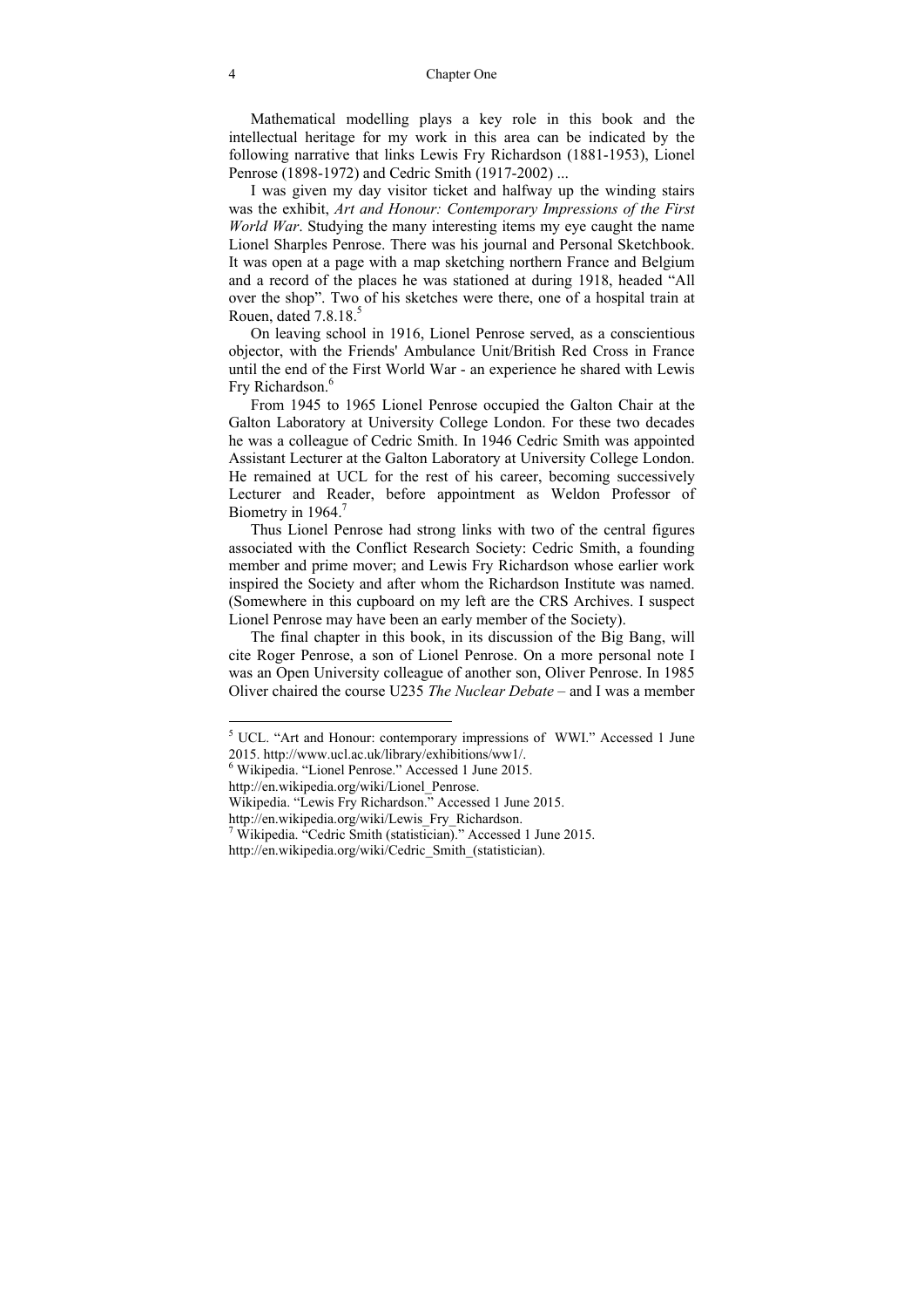Mathematical modelling plays a key role in this book and the intellectual heritage for my work in this area can be indicated by the following narrative that links Lewis Fry Richardson (1881-1953), Lionel Penrose (1898-1972) and Cedric Smith (1917-2002) ...

I was given my day visitor ticket and halfway up the winding stairs was the exhibit, *Art and Honour: Contemporary Impressions of the First World War*. Studying the many interesting items my eye caught the name Lionel Sharples Penrose. There was his journal and Personal Sketchbook. It was open at a page with a map sketching northern France and Belgium and a record of the places he was stationed at during 1918, headed "All over the shop". Two of his sketches were there, one of a hospital train at Rouen, dated 7.8.18.[5]

On leaving school in 1916, Lionel Penrose served, as a conscientious objector, with the Friends' Ambulance Unit/British Red Cross in France until the end of the First World War - an experience he shared with Lewis Fry Richardson.[6]

From 1945 to 1965 Lionel Penrose occupied the Galton Chair at the Galton Laboratory at University College London. For these two decades he was a colleague of Cedric Smith. In 1946 Cedric Smith was appointed Assistant Lecturer at the Galton Laboratory at University College London. He remained at UCL for the rest of his career, becoming successively Lecturer and Reader, before appointment as Weldon Professor of Biometry in 1964.[7]

Thus Lionel Penrose had strong links with two of the central figures associated with the Conflict Research Society: Cedric Smith, a founding member and prime mover; and Lewis Fry Richardson whose earlier work inspired the Society and after whom the Richardson Institute was named. (Somewhere in this cupboard on my left are the CRS Archives. I suspect Lionel Penrose may have been an early member of the Society).

The final chapter in this book, in its discussion of the Big Bang, will cite Roger Penrose, a son of Lionel Penrose. On a more personal note I was an Open University colleague of another son, Oliver Penrose. In 1985 Oliver chaired the course U235 *The Nuclear Debate* – and I was a member

---

[5] UCL. "Art and Honour: contemporary impressions of WWI." Accessed 1 June 2015. http://www.ucl.ac.uk/library/exhibitions/ww1/.

[6] Wikipedia. "Lionel Penrose." Accessed 1 June 2015. http://en.wikipedia.org/wiki/Lionel_Penrose.
Wikipedia. "Lewis Fry Richardson." Accessed 1 June 2015. http://en.wikipedia.org/wiki/Lewis_Fry_Richardson.

[7] Wikipedia. "Cedric Smith (statistician)." Accessed 1 June 2015. http://en.wikipedia.org/wiki/Cedric_Smith_(statistician).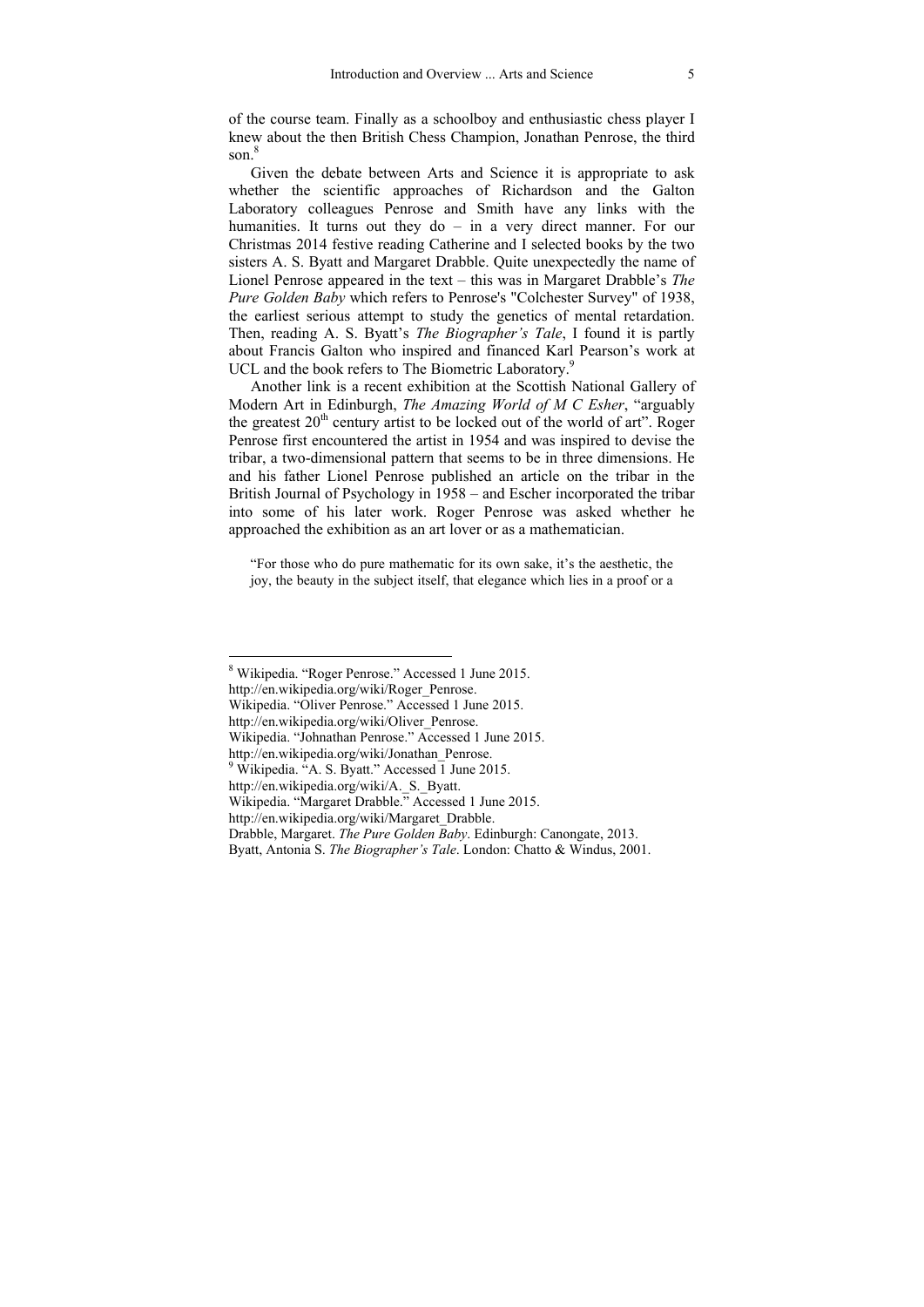of the course team. Finally as a schoolboy and enthusiastic chess player I knew about the then British Chess Champion, Jonathan Penrose, the third son.[8]

Given the debate between Arts and Science it is appropriate to ask whether the scientific approaches of Richardson and the Galton Laboratory colleagues Penrose and Smith have any links with the humanities. It turns out they do – in a very direct manner. For our Christmas 2014 festive reading Catherine and I selected books by the two sisters A. S. Byatt and Margaret Drabble. Quite unexpectedly the name of Lionel Penrose appeared in the text – this was in Margaret Drabble's *The Pure Golden Baby* which refers to Penrose's "Colchester Survey" of 1938, the earliest serious attempt to study the genetics of mental retardation. Then, reading A. S. Byatt's *The Biographer's Tale*, I found it is partly about Francis Galton who inspired and financed Karl Pearson's work at UCL and the book refers to The Biometric Laboratory.[9]

Another link is a recent exhibition at the Scottish National Gallery of Modern Art in Edinburgh, *The Amazing World of M C Esher*, "arguably the greatest 20th century artist to be locked out of the world of art". Roger Penrose first encountered the artist in 1954 and was inspired to devise the tribar, a two-dimensional pattern that seems to be in three dimensions. He and his father Lionel Penrose published an article on the tribar in the British Journal of Psychology in 1958 – and Escher incorporated the tribar into some of his later work. Roger Penrose was asked whether he approached the exhibition as an art lover or as a mathematician.

> "For those who do pure mathematic for its own sake, it's the aesthetic, the joy, the beauty in the subject itself, that elegance which lies in a proof or a

---

[8] Wikipedia. "Roger Penrose." Accessed 1 June 2015.
http://en.wikipedia.org/wiki/Roger_Penrose.
Wikipedia. "Oliver Penrose." Accessed 1 June 2015.
http://en.wikipedia.org/wiki/Oliver_Penrose.
Wikipedia. "Johnathan Penrose." Accessed 1 June 2015.
http://en.wikipedia.org/wiki/Jonathan_Penrose.

[9] Wikipedia. "A. S. Byatt." Accessed 1 June 2015.
http://en.wikipedia.org/wiki/A._S._Byatt.
Wikipedia. "Margaret Drabble." Accessed 1 June 2015.
http://en.wikipedia.org/wiki/Margaret_Drabble.
Drabble, Margaret. *The Pure Golden Baby*. Edinburgh: Canongate, 2013.
Byatt, Antonia S. *The Biographer's Tale*. London: Chatto & Windus, 2001.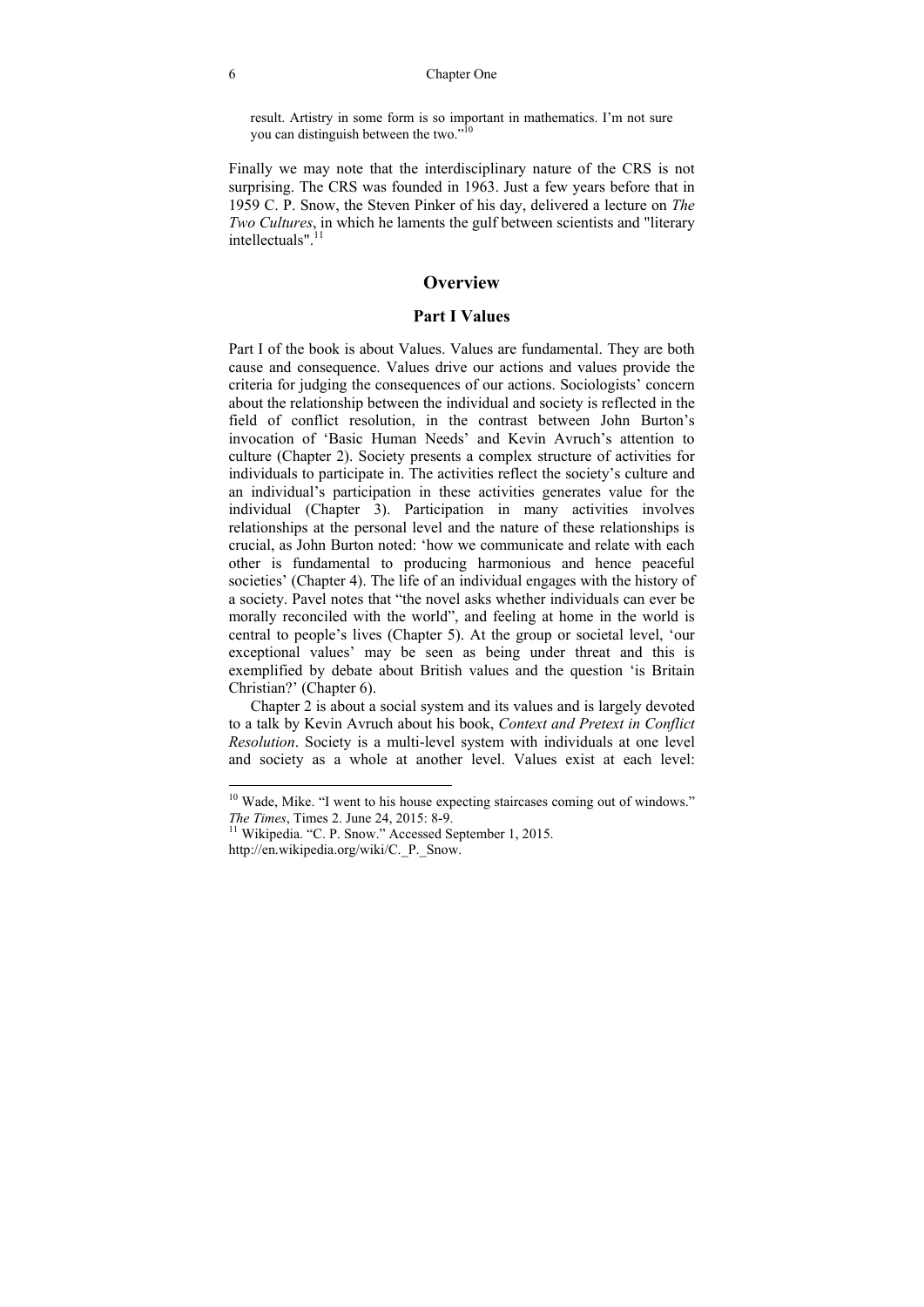> result. Artistry in some form is so important in mathematics. I'm not sure you can distinguish between the two."[10]

Finally we may note that the interdisciplinary nature of the CRS is not surprising. The CRS was founded in 1963. Just a few years before that in 1959 C. P. Snow, the Steven Pinker of his day, delivered a lecture on *The Two Cultures*, in which he laments the gulf between scientists and "literary intellectuals".[11]

## Overview

### Part I Values

Part I of the book is about Values. Values are fundamental. They are both cause and consequence. Values drive our actions and values provide the criteria for judging the consequences of our actions. Sociologists' concern about the relationship between the individual and society is reflected in the field of conflict resolution, in the contrast between John Burton's invocation of 'Basic Human Needs' and Kevin Avruch's attention to culture (Chapter 2). Society presents a complex structure of activities for individuals to participate in. The activities reflect the society's culture and an individual's participation in these activities generates value for the individual (Chapter 3). Participation in many activities involves relationships at the personal level and the nature of these relationships is crucial, as John Burton noted: 'how we communicate and relate with each other is fundamental to producing harmonious and hence peaceful societies' (Chapter 4). The life of an individual engages with the history of a society. Pavel notes that "the novel asks whether individuals can ever be morally reconciled with the world", and feeling at home in the world is central to people's lives (Chapter 5). At the group or societal level, 'our exceptional values' may be seen as being under threat and this is exemplified by debate about British values and the question 'is Britain Christian?' (Chapter 6).

Chapter 2 is about a social system and its values and is largely devoted to a talk by Kevin Avruch about his book, *Context and Pretext in Conflict Resolution*. Society is a multi-level system with individuals at one level and society as a whole at another level. Values exist at each level:

---

[10] Wade, Mike. "I went to his house expecting staircases coming out of windows." *The Times*, Times 2. June 24, 2015: 8-9.

[11] Wikipedia. "C. P. Snow." Accessed September 1, 2015. http://en.wikipedia.org/wiki/C._P._Snow.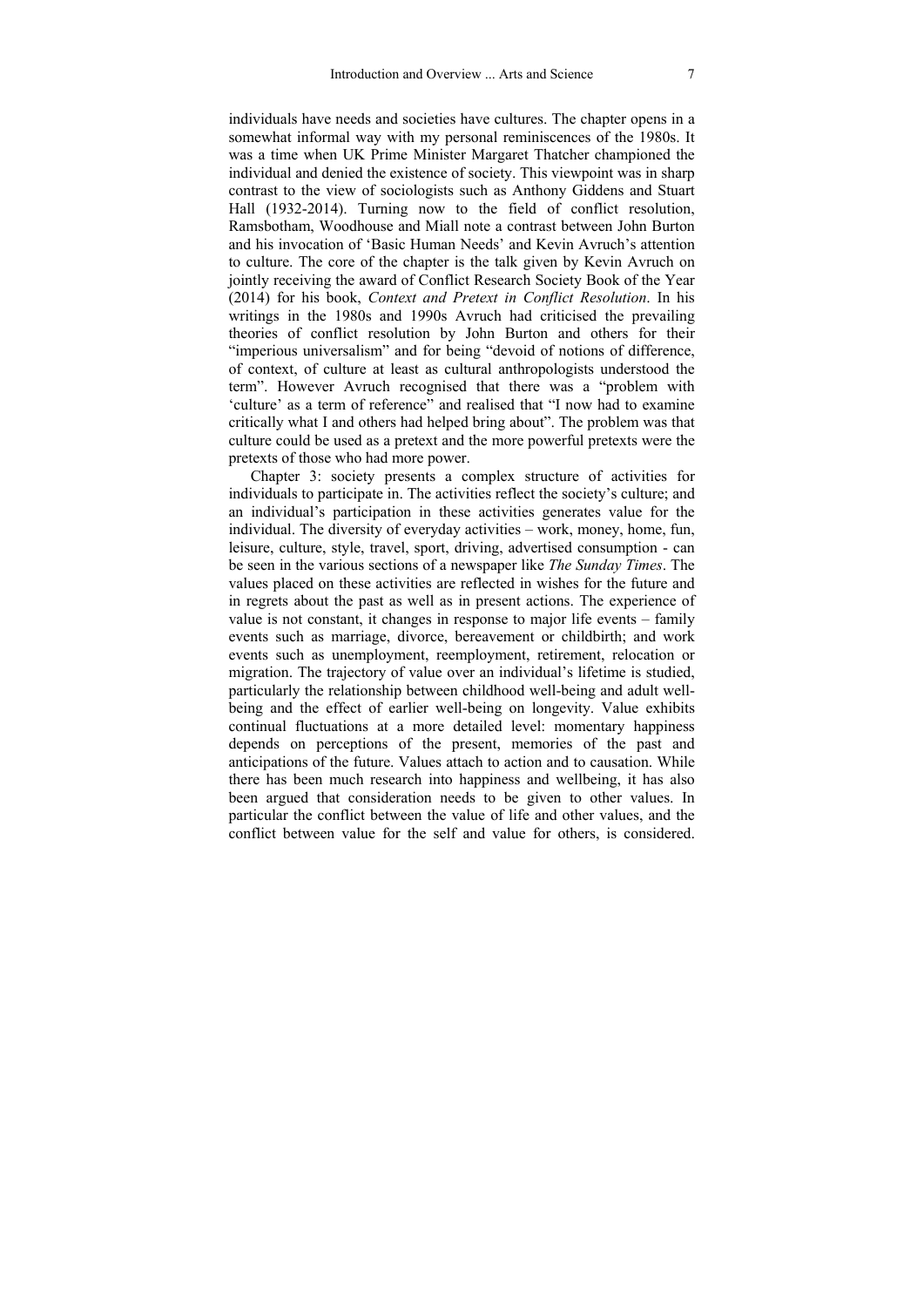individuals have needs and societies have cultures. The chapter opens in a somewhat informal way with my personal reminiscences of the 1980s. It was a time when UK Prime Minister Margaret Thatcher championed the individual and denied the existence of society. This viewpoint was in sharp contrast to the view of sociologists such as Anthony Giddens and Stuart Hall (1932-2014). Turning now to the field of conflict resolution, Ramsbotham, Woodhouse and Miall note a contrast between John Burton and his invocation of 'Basic Human Needs' and Kevin Avruch's attention to culture. The core of the chapter is the talk given by Kevin Avruch on jointly receiving the award of Conflict Research Society Book of the Year (2014) for his book, *Context and Pretext in Conflict Resolution*. In his writings in the 1980s and 1990s Avruch had criticised the prevailing theories of conflict resolution by John Burton and others for their "imperious universalism" and for being "devoid of notions of difference, of context, of culture at least as cultural anthropologists understood the term". However Avruch recognised that there was a "problem with 'culture' as a term of reference" and realised that "I now had to examine critically what I and others had helped bring about". The problem was that culture could be used as a pretext and the more powerful pretexts were the pretexts of those who had more power.

Chapter 3: society presents a complex structure of activities for individuals to participate in. The activities reflect the society's culture; and an individual's participation in these activities generates value for the individual. The diversity of everyday activities – work, money, home, fun, leisure, culture, style, travel, sport, driving, advertised consumption - can be seen in the various sections of a newspaper like *The Sunday Times*. The values placed on these activities are reflected in wishes for the future and in regrets about the past as well as in present actions. The experience of value is not constant, it changes in response to major life events – family events such as marriage, divorce, bereavement or childbirth; and work events such as unemployment, reemployment, retirement, relocation or migration. The trajectory of value over an individual's lifetime is studied, particularly the relationship between childhood well-being and adult well-being and the effect of earlier well-being on longevity. Value exhibits continual fluctuations at a more detailed level: momentary happiness depends on perceptions of the present, memories of the past and anticipations of the future. Values attach to action and to causation. While there has been much research into happiness and wellbeing, it has also been argued that consideration needs to be given to other values. In particular the conflict between the value of life and other values, and the conflict between value for the self and value for others, is considered.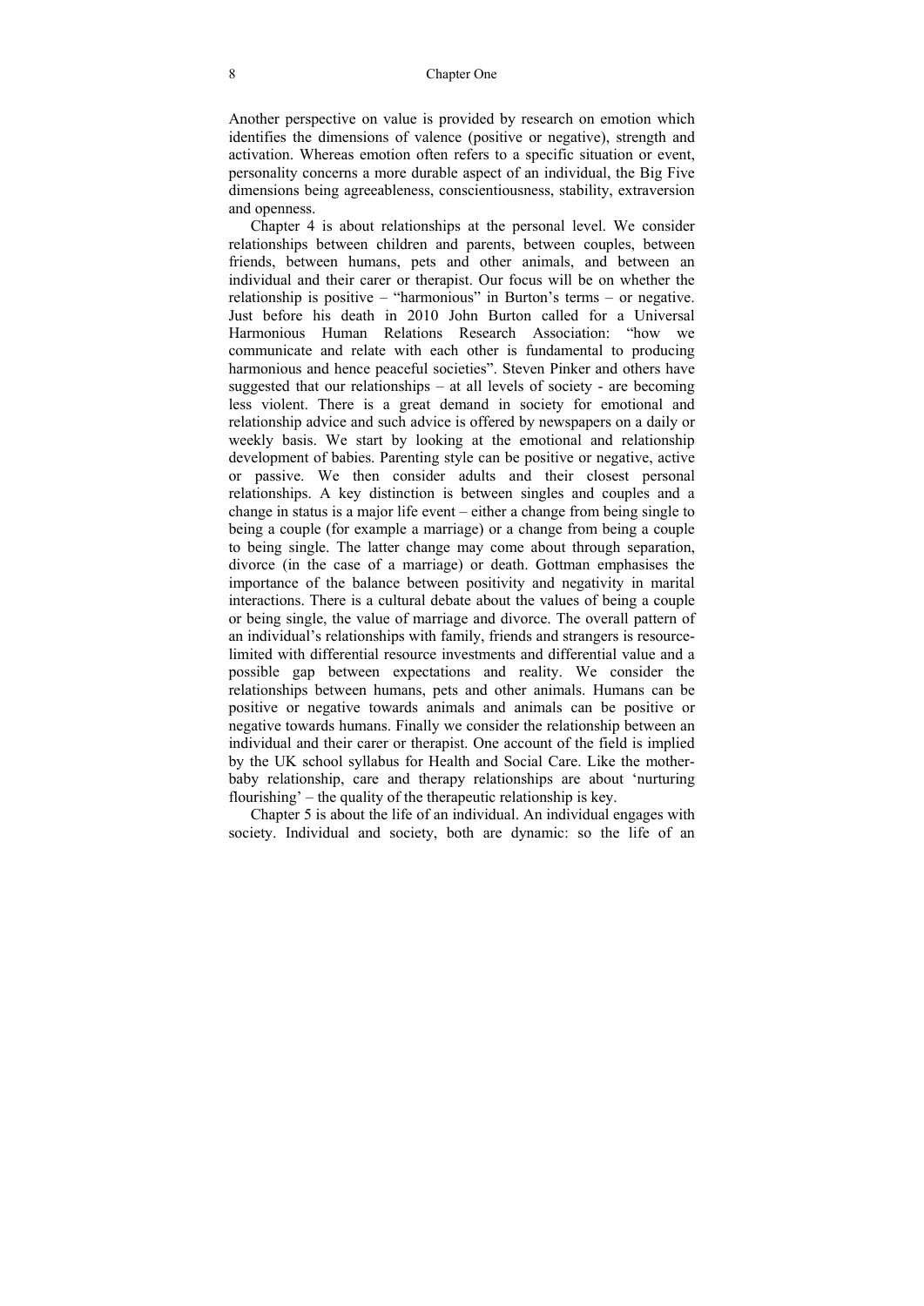Another perspective on value is provided by research on emotion which identifies the dimensions of valence (positive or negative), strength and activation. Whereas emotion often refers to a specific situation or event, personality concerns a more durable aspect of an individual, the Big Five dimensions being agreeableness, conscientiousness, stability, extraversion and openness.

Chapter 4 is about relationships at the personal level. We consider relationships between children and parents, between couples, between friends, between humans, pets and other animals, and between an individual and their carer or therapist. Our focus will be on whether the relationship is positive – "harmonious" in Burton's terms – or negative. Just before his death in 2010 John Burton called for a Universal Harmonious Human Relations Research Association: "how we communicate and relate with each other is fundamental to producing harmonious and hence peaceful societies". Steven Pinker and others have suggested that our relationships – at all levels of society - are becoming less violent. There is a great demand in society for emotional and relationship advice and such advice is offered by newspapers on a daily or weekly basis. We start by looking at the emotional and relationship development of babies. Parenting style can be positive or negative, active or passive. We then consider adults and their closest personal relationships. A key distinction is between singles and couples and a change in status is a major life event – either a change from being single to being a couple (for example a marriage) or a change from being a couple to being single. The latter change may come about through separation, divorce (in the case of a marriage) or death. Gottman emphasises the importance of the balance between positivity and negativity in marital interactions. There is a cultural debate about the values of being a couple or being single, the value of marriage and divorce. The overall pattern of an individual's relationships with family, friends and strangers is resource-limited with differential resource investments and differential value and a possible gap between expectations and reality. We consider the relationships between humans, pets and other animals. Humans can be positive or negative towards animals and animals can be positive or negative towards humans. Finally we consider the relationship between an individual and their carer or therapist. One account of the field is implied by the UK school syllabus for Health and Social Care. Like the mother-baby relationship, care and therapy relationships are about 'nurturing flourishing' – the quality of the therapeutic relationship is key.

Chapter 5 is about the life of an individual. An individual engages with society. Individual and society, both are dynamic: so the life of an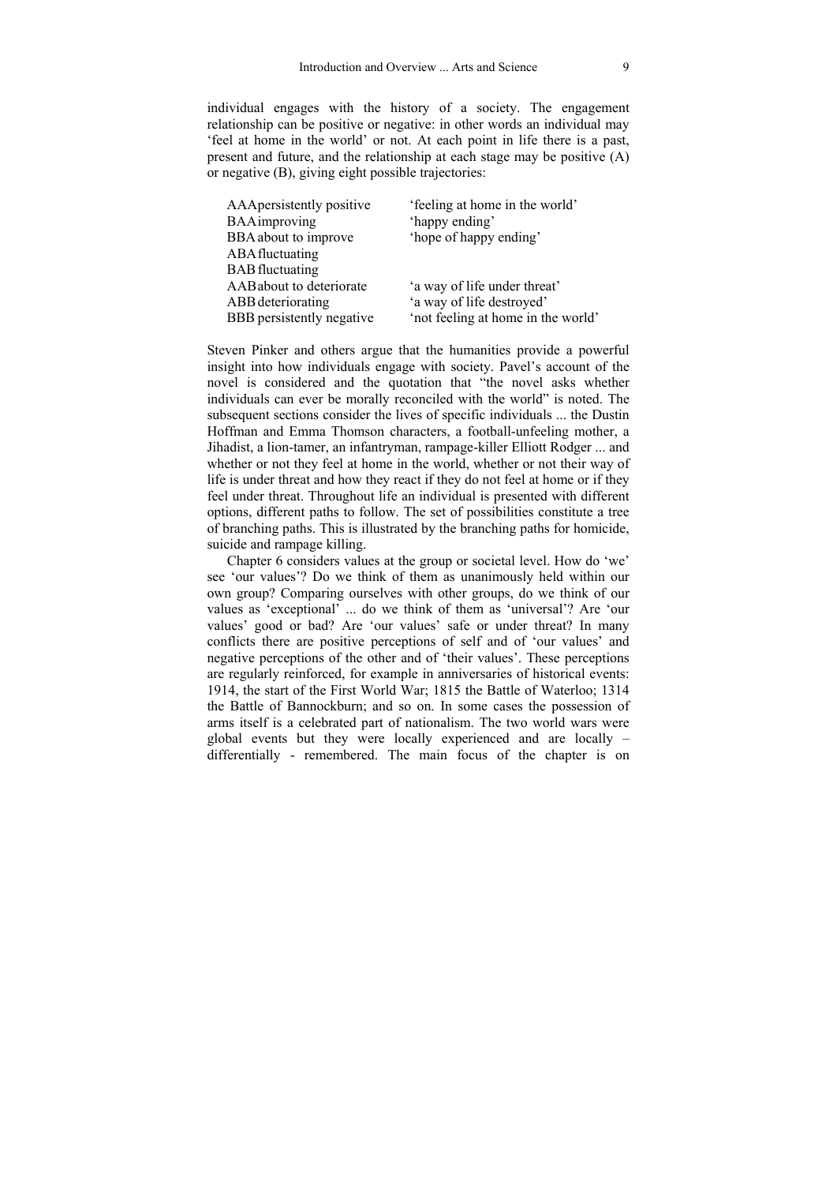individual engages with the history of a society. The engagement relationship can be positive or negative: in other words an individual may 'feel at home in the world' or not. At each point in life there is a past, present and future, and the relationship at each stage may be positive (A) or negative (B), giving eight possible trajectories:

| | |
|---|---|
| AAA persistently positive | 'feeling at home in the world' |
| BAA improving | 'happy ending' |
| BBA about to improve | 'hope of happy ending' |
| ABA fluctuating | |
| BAB fluctuating | |
| AAB about to deteriorate | 'a way of life under threat' |
| ABB deteriorating | 'a way of life destroyed' |
| BBB persistently negative | 'not feeling at home in the world' |

Steven Pinker and others argue that the humanities provide a powerful insight into how individuals engage with society. Pavel's account of the novel is considered and the quotation that "the novel asks whether individuals can ever be morally reconciled with the world" is noted. The subsequent sections consider the lives of specific individuals ... the Dustin Hoffman and Emma Thomson characters, a football-unfeeling mother, a Jihadist, a lion-tamer, an infantryman, rampage-killer Elliott Rodger ... and whether or not they feel at home in the world, whether or not their way of life is under threat and how they react if they do not feel at home or if they feel under threat. Throughout life an individual is presented with different options, different paths to follow. The set of possibilities constitute a tree of branching paths. This is illustrated by the branching paths for homicide, suicide and rampage killing.

Chapter 6 considers values at the group or societal level. How do 'we' see 'our values'? Do we think of them as unanimously held within our own group? Comparing ourselves with other groups, do we think of our values as 'exceptional' ... do we think of them as 'universal'? Are 'our values' good or bad? Are 'our values' safe or under threat? In many conflicts there are positive perceptions of self and of 'our values' and negative perceptions of the other and of 'their values'. These perceptions are regularly reinforced, for example in anniversaries of historical events: 1914, the start of the First World War; 1815 the Battle of Waterloo; 1314 the Battle of Bannockburn; and so on. In some cases the possession of arms itself is a celebrated part of nationalism. The two world wars were global events but they were locally experienced and are locally – differentially - remembered. The main focus of the chapter is on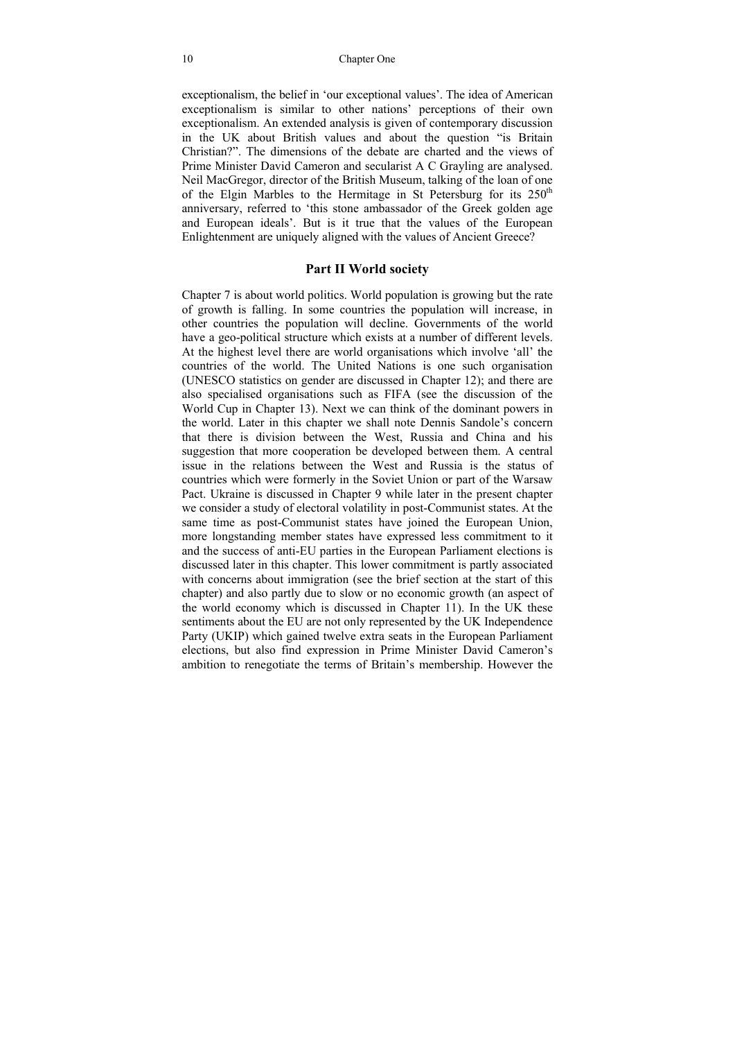exceptionalism, the belief in 'our exceptional values'. The idea of American exceptionalism is similar to other nations' perceptions of their own exceptionalism. An extended analysis is given of contemporary discussion in the UK about British values and about the question "is Britain Christian?". The dimensions of the debate are charted and the views of Prime Minister David Cameron and secularist A C Grayling are analysed. Neil MacGregor, director of the British Museum, talking of the loan of one of the Elgin Marbles to the Hermitage in St Petersburg for its 250th anniversary, referred to 'this stone ambassador of the Greek golden age and European ideals'. But is it true that the values of the European Enlightenment are uniquely aligned with the values of Ancient Greece?

## Part II World society

Chapter 7 is about world politics. World population is growing but the rate of growth is falling. In some countries the population will increase, in other countries the population will decline. Governments of the world have a geo-political structure which exists at a number of different levels. At the highest level there are world organisations which involve 'all' the countries of the world. The United Nations is one such organisation (UNESCO statistics on gender are discussed in Chapter 12); and there are also specialised organisations such as FIFA (see the discussion of the World Cup in Chapter 13). Next we can think of the dominant powers in the world. Later in this chapter we shall note Dennis Sandole's concern that there is division between the West, Russia and China and his suggestion that more cooperation be developed between them. A central issue in the relations between the West and Russia is the status of countries which were formerly in the Soviet Union or part of the Warsaw Pact. Ukraine is discussed in Chapter 9 while later in the present chapter we consider a study of electoral volatility in post-Communist states. At the same time as post-Communist states have joined the European Union, more longstanding member states have expressed less commitment to it and the success of anti-EU parties in the European Parliament elections is discussed later in this chapter. This lower commitment is partly associated with concerns about immigration (see the brief section at the start of this chapter) and also partly due to slow or no economic growth (an aspect of the world economy which is discussed in Chapter 11). In the UK these sentiments about the EU are not only represented by the UK Independence Party (UKIP) which gained twelve extra seats in the European Parliament elections, but also find expression in Prime Minister David Cameron's ambition to renegotiate the terms of Britain's membership. However the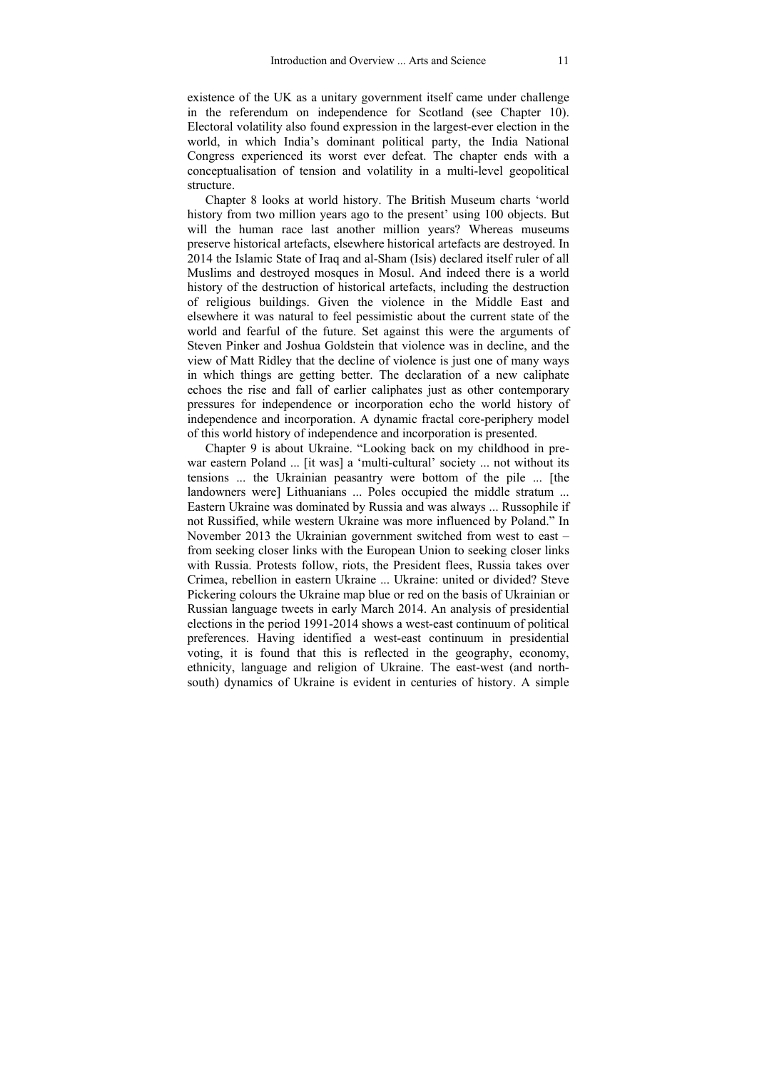existence of the UK as a unitary government itself came under challenge in the referendum on independence for Scotland (see Chapter 10). Electoral volatility also found expression in the largest-ever election in the world, in which India's dominant political party, the India National Congress experienced its worst ever defeat. The chapter ends with a conceptualisation of tension and volatility in a multi-level geopolitical structure.

Chapter 8 looks at world history. The British Museum charts 'world history from two million years ago to the present' using 100 objects. But will the human race last another million years? Whereas museums preserve historical artefacts, elsewhere historical artefacts are destroyed. In 2014 the Islamic State of Iraq and al-Sham (Isis) declared itself ruler of all Muslims and destroyed mosques in Mosul. And indeed there is a world history of the destruction of historical artefacts, including the destruction of religious buildings. Given the violence in the Middle East and elsewhere it was natural to feel pessimistic about the current state of the world and fearful of the future. Set against this were the arguments of Steven Pinker and Joshua Goldstein that violence was in decline, and the view of Matt Ridley that the decline of violence is just one of many ways in which things are getting better. The declaration of a new caliphate echoes the rise and fall of earlier caliphates just as other contemporary pressures for independence or incorporation echo the world history of independence and incorporation. A dynamic fractal core-periphery model of this world history of independence and incorporation is presented.

Chapter 9 is about Ukraine. "Looking back on my childhood in pre-war eastern Poland ... [it was] a 'multi-cultural' society ... not without its tensions ... the Ukrainian peasantry were bottom of the pile ... [the landowners were] Lithuanians ... Poles occupied the middle stratum ... Eastern Ukraine was dominated by Russia and was always ... Russophile if not Russified, while western Ukraine was more influenced by Poland." In November 2013 the Ukrainian government switched from west to east – from seeking closer links with the European Union to seeking closer links with Russia. Protests follow, riots, the President flees, Russia takes over Crimea, rebellion in eastern Ukraine ... Ukraine: united or divided? Steve Pickering colours the Ukraine map blue or red on the basis of Ukrainian or Russian language tweets in early March 2014. An analysis of presidential elections in the period 1991-2014 shows a west-east continuum of political preferences. Having identified a west-east continuum in presidential voting, it is found that this is reflected in the geography, economy, ethnicity, language and religion of Ukraine. The east-west (and north-south) dynamics of Ukraine is evident in centuries of history. A simple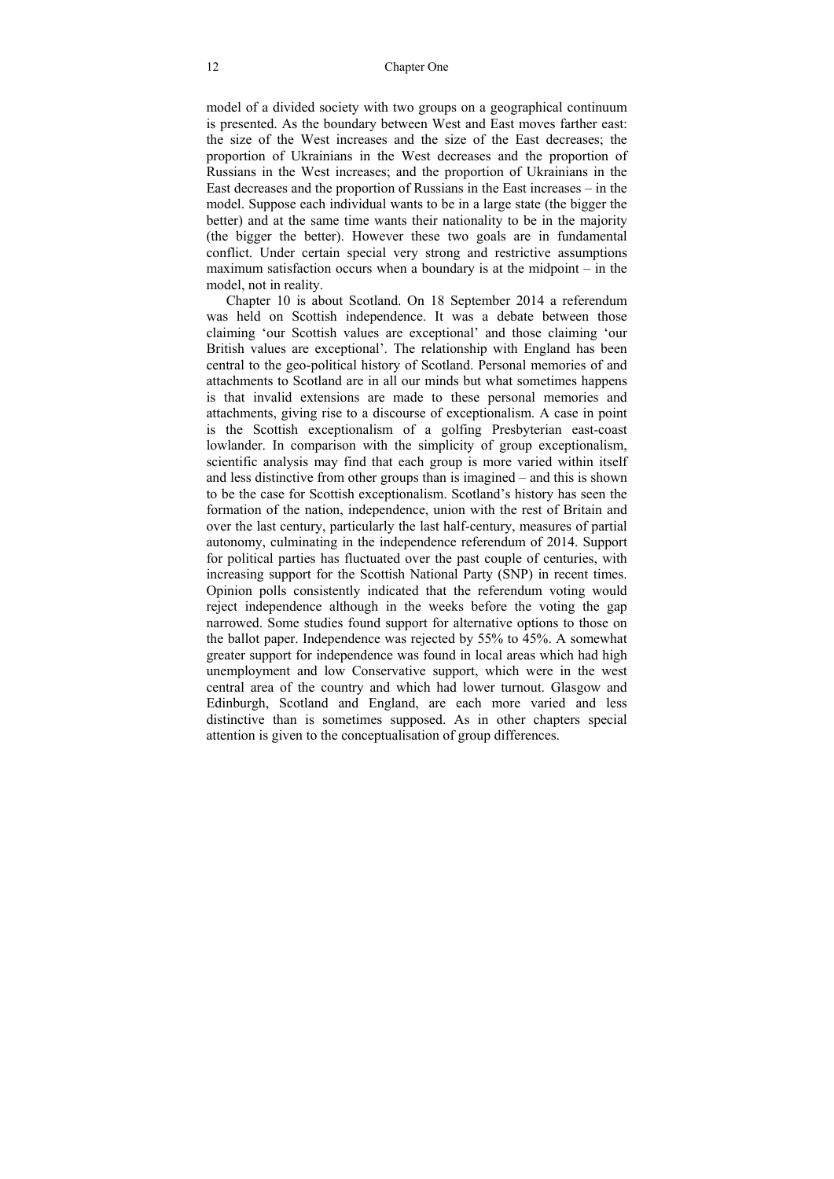model of a divided society with two groups on a geographical continuum is presented. As the boundary between West and East moves farther east: the size of the West increases and the size of the East decreases; the proportion of Ukrainians in the West decreases and the proportion of Russians in the West increases; and the proportion of Ukrainians in the East decreases and the proportion of Russians in the East increases – in the model. Suppose each individual wants to be in a large state (the bigger the better) and at the same time wants their nationality to be in the majority (the bigger the better). However these two goals are in fundamental conflict. Under certain special very strong and restrictive assumptions maximum satisfaction occurs when a boundary is at the midpoint – in the model, not in reality.

Chapter 10 is about Scotland. On 18 September 2014 a referendum was held on Scottish independence. It was a debate between those claiming 'our Scottish values are exceptional' and those claiming 'our British values are exceptional'. The relationship with England has been central to the geo-political history of Scotland. Personal memories of and attachments to Scotland are in all our minds but what sometimes happens is that invalid extensions are made to these personal memories and attachments, giving rise to a discourse of exceptionalism. A case in point is the Scottish exceptionalism of a golfing Presbyterian east-coast lowlander. In comparison with the simplicity of group exceptionalism, scientific analysis may find that each group is more varied within itself and less distinctive from other groups than is imagined – and this is shown to be the case for Scottish exceptionalism. Scotland's history has seen the formation of the nation, independence, union with the rest of Britain and over the last century, particularly the last half-century, measures of partial autonomy, culminating in the independence referendum of 2014. Support for political parties has fluctuated over the past couple of centuries, with increasing support for the Scottish National Party (SNP) in recent times. Opinion polls consistently indicated that the referendum voting would reject independence although in the weeks before the voting the gap narrowed. Some studies found support for alternative options to those on the ballot paper. Independence was rejected by 55% to 45%. A somewhat greater support for independence was found in local areas which had high unemployment and low Conservative support, which were in the west central area of the country and which had lower turnout. Glasgow and Edinburgh, Scotland and England, are each more varied and less distinctive than is sometimes supposed. As in other chapters special attention is given to the conceptualisation of group differences.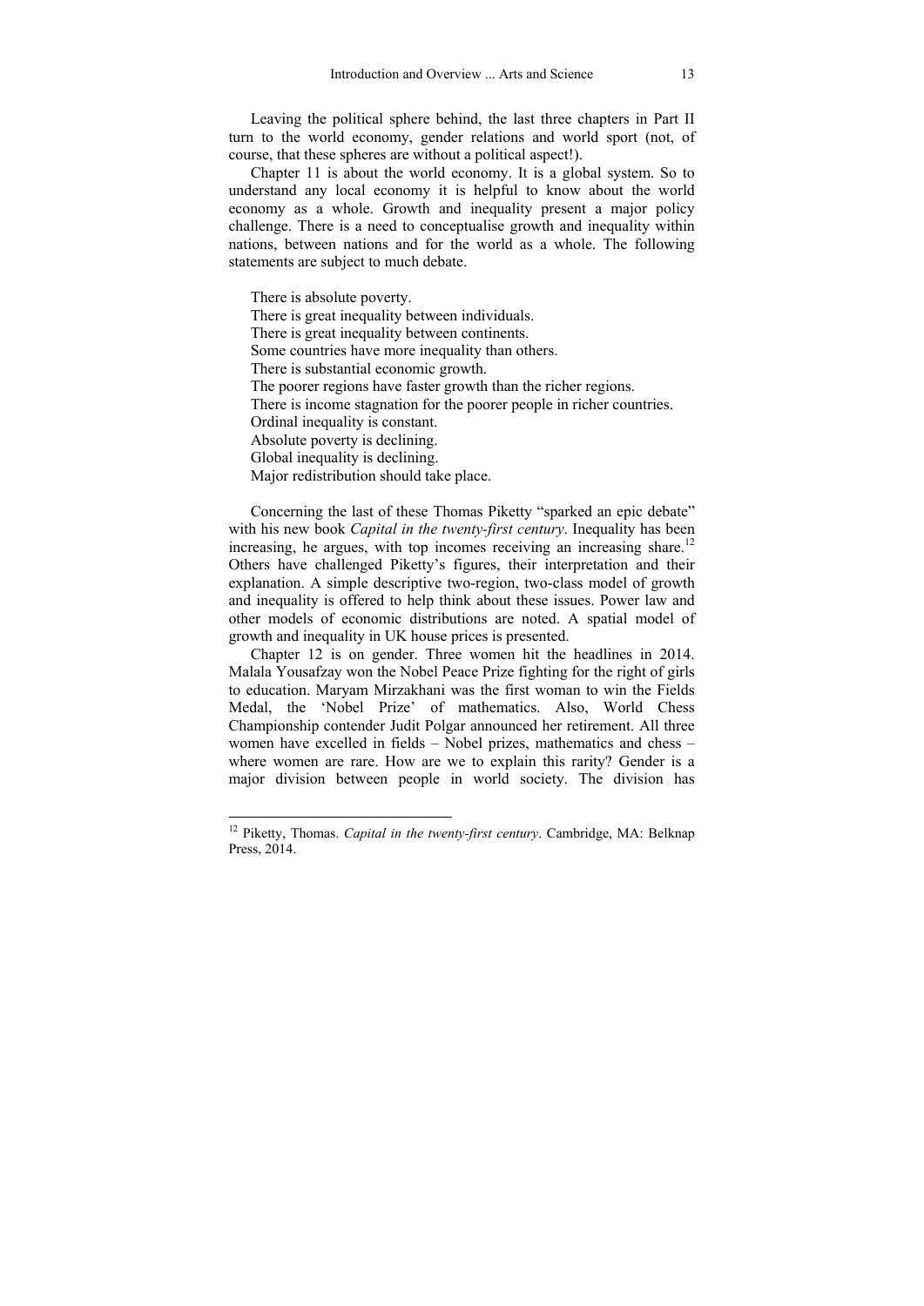Leaving the political sphere behind, the last three chapters in Part II turn to the world economy, gender relations and world sport (not, of course, that these spheres are without a political aspect!).

Chapter 11 is about the world economy. It is a global system. So to understand any local economy it is helpful to know about the world economy as a whole. Growth and inequality present a major policy challenge. There is a need to conceptualise growth and inequality within nations, between nations and for the world as a whole. The following statements are subject to much debate.

There is absolute poverty.  
There is great inequality between individuals.  
There is great inequality between continents.  
Some countries have more inequality than others.  
There is substantial economic growth.  
The poorer regions have faster growth than the richer regions.  
There is income stagnation for the poorer people in richer countries.  
Ordinal inequality is constant.  
Absolute poverty is declining.  
Global inequality is declining.  
Major redistribution should take place.

Concerning the last of these Thomas Piketty "sparked an epic debate" with his new book *Capital in the twenty-first century*. Inequality has been increasing, he argues, with top incomes receiving an increasing share.[12] Others have challenged Piketty's figures, their interpretation and their explanation. A simple descriptive two-region, two-class model of growth and inequality is offered to help think about these issues. Power law and other models of economic distributions are noted. A spatial model of growth and inequality in UK house prices is presented.

Chapter 12 is on gender. Three women hit the headlines in 2014. Malala Yousafzay won the Nobel Peace Prize fighting for the right of girls to education. Maryam Mirzakhani was the first woman to win the Fields Medal, the 'Nobel Prize' of mathematics. Also, World Chess Championship contender Judit Polgar announced her retirement. All three women have excelled in fields – Nobel prizes, mathematics and chess – where women are rare. How are we to explain this rarity? Gender is a major division between people in world society. The division has

---

[12] Piketty, Thomas. *Capital in the twenty-first century*. Cambridge, MA: Belknap Press, 2014.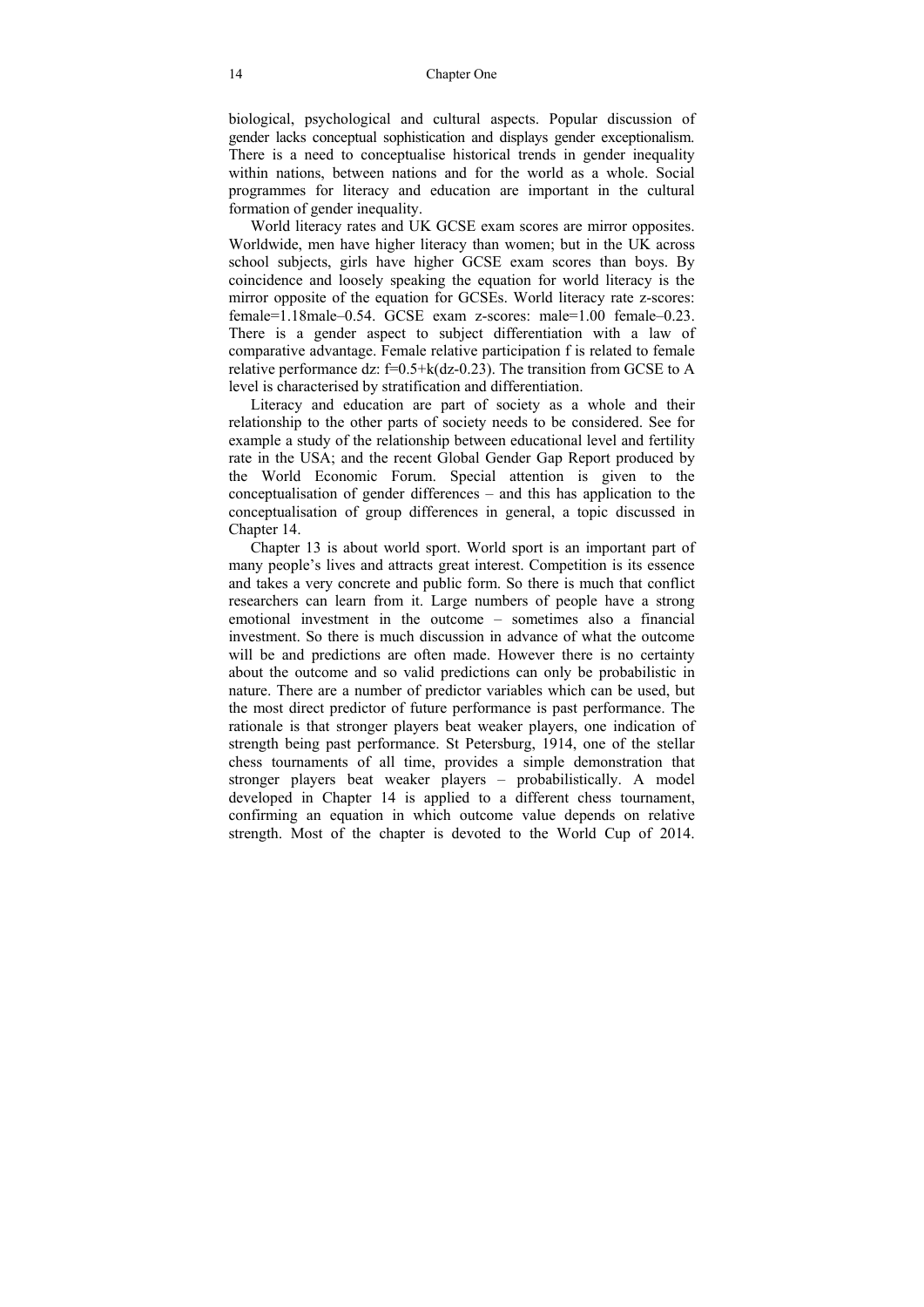biological, psychological and cultural aspects. Popular discussion of gender lacks conceptual sophistication and displays gender exceptionalism. There is a need to conceptualise historical trends in gender inequality within nations, between nations and for the world as a whole. Social programmes for literacy and education are important in the cultural formation of gender inequality.

World literacy rates and UK GCSE exam scores are mirror opposites. Worldwide, men have higher literacy than women; but in the UK across school subjects, girls have higher GCSE exam scores than boys. By coincidence and loosely speaking the equation for world literacy is the mirror opposite of the equation for GCSEs. World literacy rate z-scores: $female=1.18male-0.54$. GCSE exam z-scores: $male=1.00\ female-0.23$. There is a gender aspect to subject differentiation with a law of comparative advantage. Female relative participation f is related to female relative performance dz: $f=0.5+k(dz-0.23)$. The transition from GCSE to A level is characterised by stratification and differentiation.

Literacy and education are part of society as a whole and their relationship to the other parts of society needs to be considered. See for example a study of the relationship between educational level and fertility rate in the USA; and the recent Global Gender Gap Report produced by the World Economic Forum. Special attention is given to the conceptualisation of gender differences – and this has application to the conceptualisation of group differences in general, a topic discussed in Chapter 14.

Chapter 13 is about world sport. World sport is an important part of many people's lives and attracts great interest. Competition is its essence and takes a very concrete and public form. So there is much that conflict researchers can learn from it. Large numbers of people have a strong emotional investment in the outcome – sometimes also a financial investment. So there is much discussion in advance of what the outcome will be and predictions are often made. However there is no certainty about the outcome and so valid predictions can only be probabilistic in nature. There are a number of predictor variables which can be used, but the most direct predictor of future performance is past performance. The rationale is that stronger players beat weaker players, one indication of strength being past performance. St Petersburg, 1914, one of the stellar chess tournaments of all time, provides a simple demonstration that stronger players beat weaker players – probabilistically. A model developed in Chapter 14 is applied to a different chess tournament, confirming an equation in which outcome value depends on relative strength. Most of the chapter is devoted to the World Cup of 2014.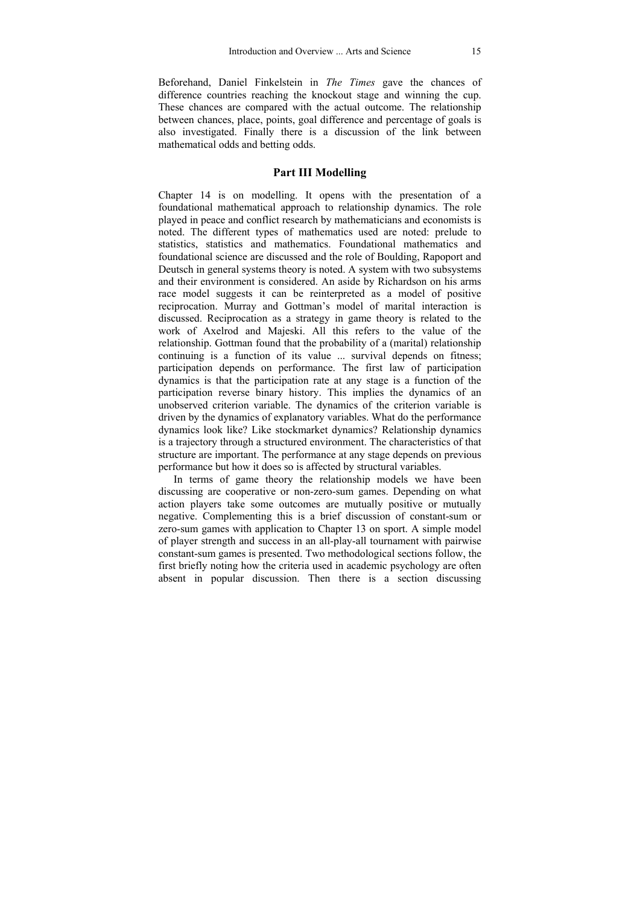Beforehand, Daniel Finkelstein in *The Times* gave the chances of difference countries reaching the knockout stage and winning the cup. These chances are compared with the actual outcome. The relationship between chances, place, points, goal difference and percentage of goals is also investigated. Finally there is a discussion of the link between mathematical odds and betting odds.

## Part III Modelling

Chapter 14 is on modelling. It opens with the presentation of a foundational mathematical approach to relationship dynamics. The role played in peace and conflict research by mathematicians and economists is noted. The different types of mathematics used are noted: prelude to statistics, statistics and mathematics. Foundational mathematics and foundational science are discussed and the role of Boulding, Rapoport and Deutsch in general systems theory is noted. A system with two subsystems and their environment is considered. An aside by Richardson on his arms race model suggests it can be reinterpreted as a model of positive reciprocation. Murray and Gottman's model of marital interaction is discussed. Reciprocation as a strategy in game theory is related to the work of Axelrod and Majeski. All this refers to the value of the relationship. Gottman found that the probability of a (marital) relationship continuing is a function of its value ... survival depends on fitness; participation depends on performance. The first law of participation dynamics is that the participation rate at any stage is a function of the participation reverse binary history. This implies the dynamics of an unobserved criterion variable. The dynamics of the criterion variable is driven by the dynamics of explanatory variables. What do the performance dynamics look like? Like stockmarket dynamics? Relationship dynamics is a trajectory through a structured environment. The characteristics of that structure are important. The performance at any stage depends on previous performance but how it does so is affected by structural variables.

In terms of game theory the relationship models we have been discussing are cooperative or non-zero-sum games. Depending on what action players take some outcomes are mutually positive or mutually negative. Complementing this is a brief discussion of constant-sum or zero-sum games with application to Chapter 13 on sport. A simple model of player strength and success in an all-play-all tournament with pairwise constant-sum games is presented. Two methodological sections follow, the first briefly noting how the criteria used in academic psychology are often absent in popular discussion. Then there is a section discussing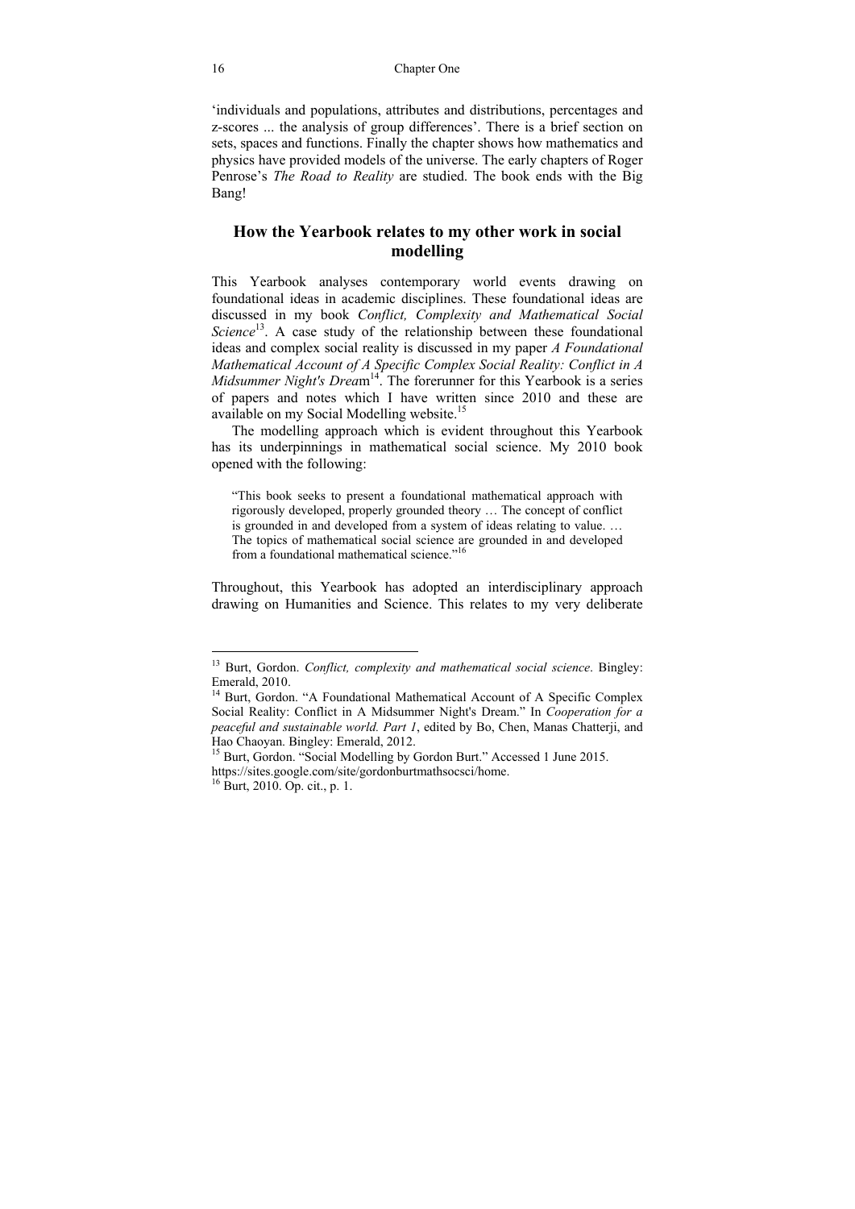'individuals and populations, attributes and distributions, percentages and z-scores ... the analysis of group differences'. There is a brief section on sets, spaces and functions. Finally the chapter shows how mathematics and physics have provided models of the universe. The early chapters of Roger Penrose's *The Road to Reality* are studied. The book ends with the Big Bang!

## How the Yearbook relates to my other work in social modelling

This Yearbook analyses contemporary world events drawing on foundational ideas in academic disciplines. These foundational ideas are discussed in my book *Conflict, Complexity and Mathematical Social Science*[13]. A case study of the relationship between these foundational ideas and complex social reality is discussed in my paper *A Foundational Mathematical Account of A Specific Complex Social Reality: Conflict in A Midsummer Night's Dream*[14]. The forerunner for this Yearbook is a series of papers and notes which I have written since 2010 and these are available on my Social Modelling website.[15]

The modelling approach which is evident throughout this Yearbook has its underpinnings in mathematical social science. My 2010 book opened with the following:

> "This book seeks to present a foundational mathematical approach with rigorously developed, properly grounded theory … The concept of conflict is grounded in and developed from a system of ideas relating to value. … The topics of mathematical social science are grounded in and developed from a foundational mathematical science."[16]

Throughout, this Yearbook has adopted an interdisciplinary approach drawing on Humanities and Science. This relates to my very deliberate

---

[13] Burt, Gordon. *Conflict, complexity and mathematical social science*. Bingley: Emerald, 2010.

[14] Burt, Gordon. "A Foundational Mathematical Account of A Specific Complex Social Reality: Conflict in A Midsummer Night's Dream." In *Cooperation for a peaceful and sustainable world. Part 1*, edited by Bo, Chen, Manas Chatterji, and Hao Chaoyan. Bingley: Emerald, 2012.

[15] Burt, Gordon. "Social Modelling by Gordon Burt." Accessed 1 June 2015. https://sites.google.com/site/gordonburtmathsocsci/home.

[16] Burt, 2010. Op. cit., p. 1.